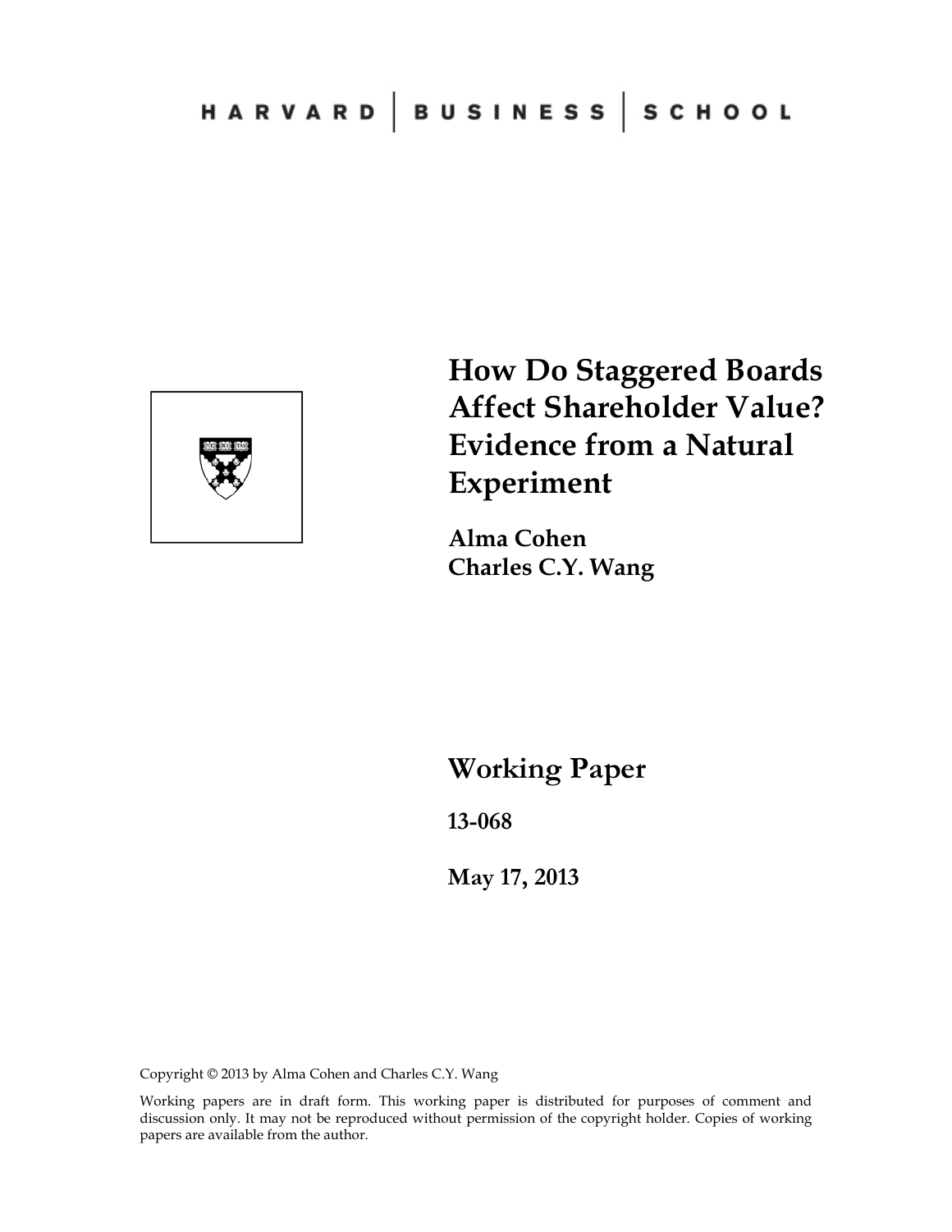HARVARD | BUSINESS | SCHOOL

# How Do Staggered Boards Affect Shareholder Value? Evidence from a Natural Experiment

**Alma Cohen**
**Charles C.Y. Wang**

## Working Paper

**13-068**

**May 17, 2013**

Copyright © 2013 by Alma Cohen and Charles C.Y. Wang

Working papers are in draft form. This working paper is distributed for purposes of comment and discussion only. It may not be reproduced without permission of the copyright holder. Copies of working papers are available from the author.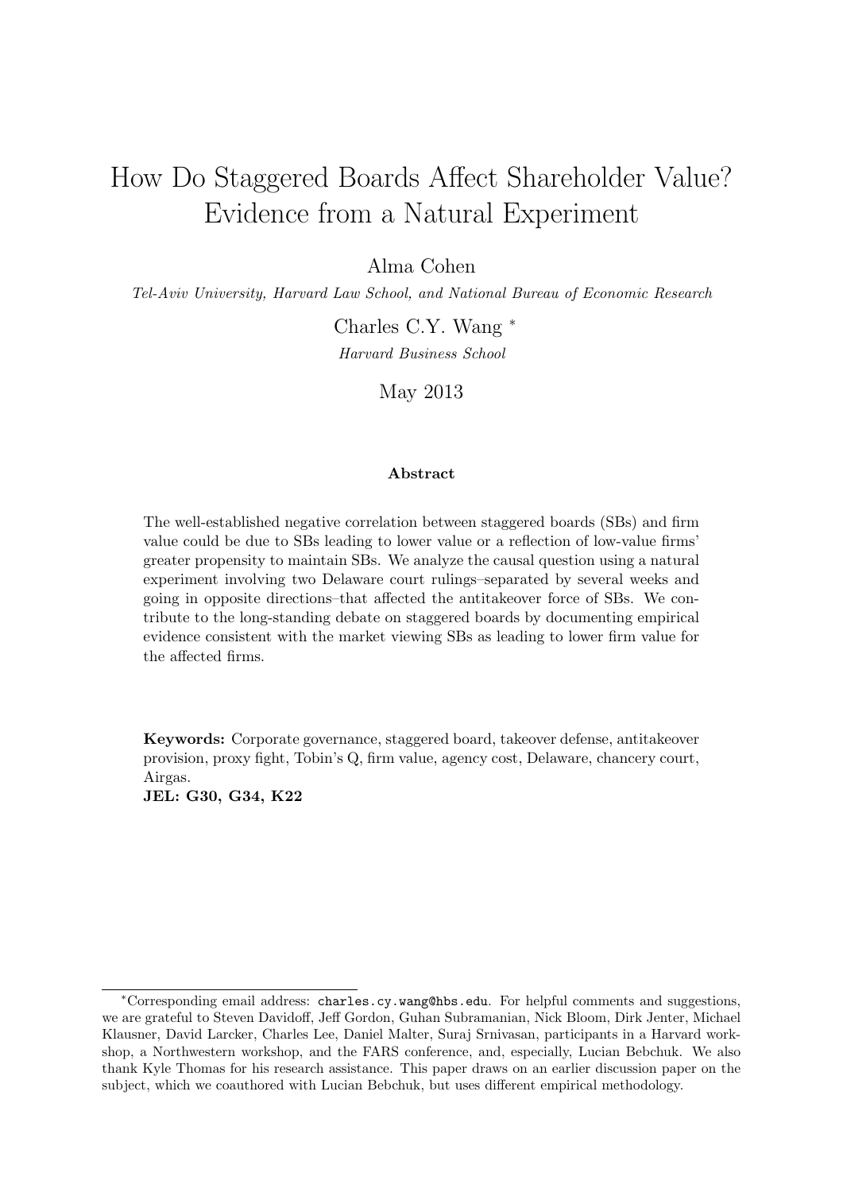# How Do Staggered Boards Affect Shareholder Value? Evidence from a Natural Experiment

Alma Cohen

*Tel-Aviv University, Harvard Law School, and National Bureau of Economic Research*

Charles C.Y. Wang [*]

*Harvard Business School*

May 2013

**Abstract**

The well-established negative correlation between staggered boards (SBs) and firm value could be due to SBs leading to lower value or a reflection of low-value firms' greater propensity to maintain SBs. We analyze the causal question using a natural experiment involving two Delaware court rulings–separated by several weeks and going in opposite directions–that affected the antitakeover force of SBs. We contribute to the long-standing debate on staggered boards by documenting empirical evidence consistent with the market viewing SBs as leading to lower firm value for the affected firms.

**Keywords:** Corporate governance, staggered board, takeover defense, antitakeover provision, proxy fight, Tobin's Q, firm value, agency cost, Delaware, chancery court, Airgas.

**JEL: G30, G34, K22**

[*] Corresponding email address: charles.cy.wang@hbs.edu. For helpful comments and suggestions, we are grateful to Steven Davidoff, Jeff Gordon, Guhan Subramanian, Nick Bloom, Dirk Jenter, Michael Klausner, David Larcker, Charles Lee, Daniel Malter, Suraj Srnivasan, participants in a Harvard workshop, a Northwestern workshop, and the FARS conference, and, especially, Lucian Bebchuk. We also thank Kyle Thomas for his research assistance. This paper draws on an earlier discussion paper on the subject, which we coauthored with Lucian Bebchuk, but uses different empirical methodology.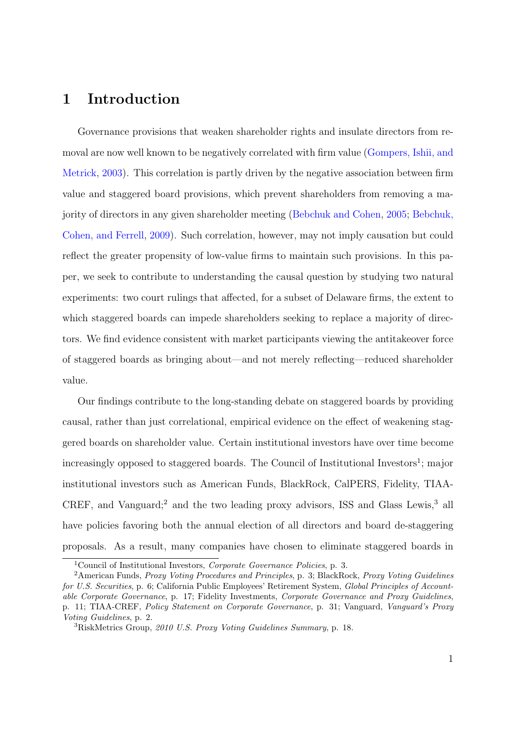# 1 Introduction

Governance provisions that weaken shareholder rights and insulate directors from removal are now well known to be negatively correlated with firm value (Gompers, Ishii, and Metrick, 2003). This correlation is partly driven by the negative association between firm value and staggered board provisions, which prevent shareholders from removing a majority of directors in any given shareholder meeting (Bebchuk and Cohen, 2005; Bebchuk, Cohen, and Ferrell, 2009). Such correlation, however, may not imply causation but could reflect the greater propensity of low-value firms to maintain such provisions. In this paper, we seek to contribute to understanding the causal question by studying two natural experiments: two court rulings that affected, for a subset of Delaware firms, the extent to which staggered boards can impede shareholders seeking to replace a majority of directors. We find evidence consistent with market participants viewing the antitakeover force of staggered boards as bringing about—and not merely reflecting—reduced shareholder value.

Our findings contribute to the long-standing debate on staggered boards by providing causal, rather than just correlational, empirical evidence on the effect of weakening staggered boards on shareholder value. Certain institutional investors have over time become increasingly opposed to staggered boards. The Council of Institutional Investors[1]; major institutional investors such as American Funds, BlackRock, CalPERS, Fidelity, TIAA-CREF, and Vanguard;[2] and the two leading proxy advisors, ISS and Glass Lewis,[3] all have policies favoring both the annual election of all directors and board de-staggering proposals. As a result, many companies have chosen to eliminate staggered boards in

[1] Council of Institutional Investors, *Corporate Governance Policies*, p. 3.

[2] American Funds, *Proxy Voting Procedures and Principles*, p. 3; BlackRock, *Proxy Voting Guidelines for U.S. Securities*, p. 6; California Public Employees' Retirement System, *Global Principles of Accountable Corporate Governance*, p. 17; Fidelity Investments, *Corporate Governance and Proxy Guidelines*, p. 11; TIAA-CREF, *Policy Statement on Corporate Governance*, p. 31; Vanguard, *Vanguard's Proxy Voting Guidelines*, p. 2.

[3] RiskMetrics Group, *2010 U.S. Proxy Voting Guidelines Summary*, p. 18.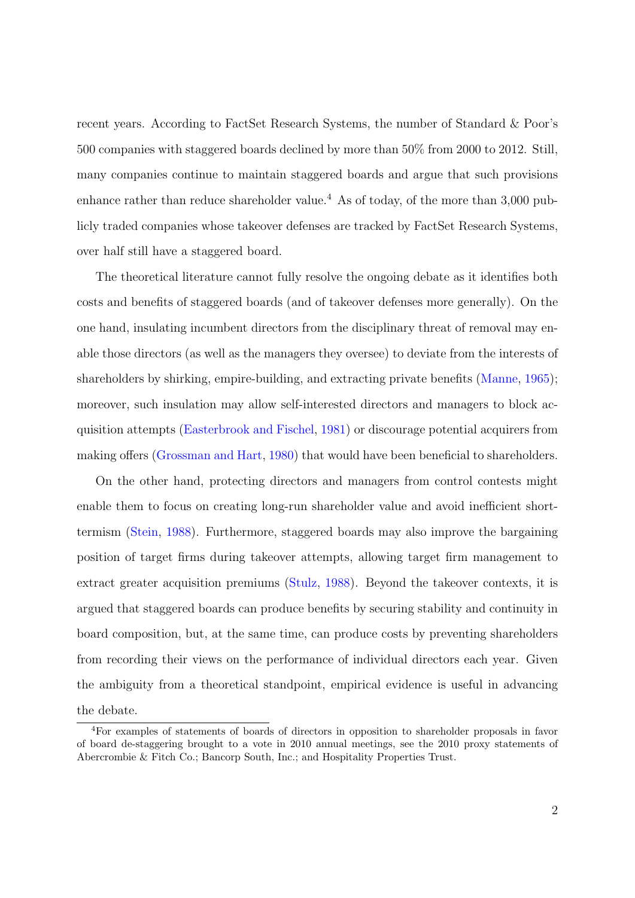recent years. According to FactSet Research Systems, the number of Standard & Poor's 500 companies with staggered boards declined by more than 50% from 2000 to 2012. Still, many companies continue to maintain staggered boards and argue that such provisions enhance rather than reduce shareholder value.[4] As of today, of the more than 3,000 publicly traded companies whose takeover defenses are tracked by FactSet Research Systems, over half still have a staggered board.

The theoretical literature cannot fully resolve the ongoing debate as it identifies both costs and benefits of staggered boards (and of takeover defenses more generally). On the one hand, insulating incumbent directors from the disciplinary threat of removal may enable those directors (as well as the managers they oversee) to deviate from the interests of shareholders by shirking, empire-building, and extracting private benefits (Manne, 1965); moreover, such insulation may allow self-interested directors and managers to block acquisition attempts (Easterbrook and Fischel, 1981) or discourage potential acquirers from making offers (Grossman and Hart, 1980) that would have been beneficial to shareholders.

On the other hand, protecting directors and managers from control contests might enable them to focus on creating long-run shareholder value and avoid inefficient short-termism (Stein, 1988). Furthermore, staggered boards may also improve the bargaining position of target firms during takeover attempts, allowing target firm management to extract greater acquisition premiums (Stulz, 1988). Beyond the takeover contexts, it is argued that staggered boards can produce benefits by securing stability and continuity in board composition, but, at the same time, can produce costs by preventing shareholders from recording their views on the performance of individual directors each year. Given the ambiguity from a theoretical standpoint, empirical evidence is useful in advancing the debate.

[4]For examples of statements of boards of directors in opposition to shareholder proposals in favor of board de-staggering brought to a vote in 2010 annual meetings, see the 2010 proxy statements of Abercrombie & Fitch Co.; Bancorp South, Inc.; and Hospitality Properties Trust.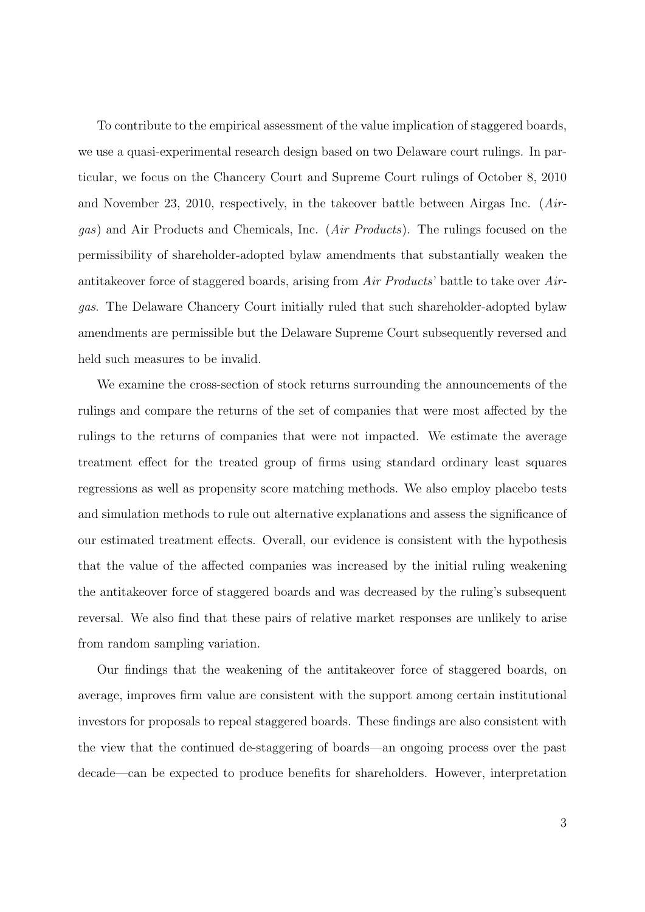To contribute to the empirical assessment of the value implication of staggered boards, we use a quasi-experimental research design based on two Delaware court rulings. In particular, we focus on the Chancery Court and Supreme Court rulings of October 8, 2010 and November 23, 2010, respectively, in the takeover battle between Airgas Inc. (*Airgas*) and Air Products and Chemicals, Inc. (*Air Products*). The rulings focused on the permissibility of shareholder-adopted bylaw amendments that substantially weaken the antitakeover force of staggered boards, arising from *Air Products*' battle to take over *Airgas*. The Delaware Chancery Court initially ruled that such shareholder-adopted bylaw amendments are permissible but the Delaware Supreme Court subsequently reversed and held such measures to be invalid.

We examine the cross-section of stock returns surrounding the announcements of the rulings and compare the returns of the set of companies that were most affected by the rulings to the returns of companies that were not impacted. We estimate the average treatment effect for the treated group of firms using standard ordinary least squares regressions as well as propensity score matching methods. We also employ placebo tests and simulation methods to rule out alternative explanations and assess the significance of our estimated treatment effects. Overall, our evidence is consistent with the hypothesis that the value of the affected companies was increased by the initial ruling weakening the antitakeover force of staggered boards and was decreased by the ruling's subsequent reversal. We also find that these pairs of relative market responses are unlikely to arise from random sampling variation.

Our findings that the weakening of the antitakeover force of staggered boards, on average, improves firm value are consistent with the support among certain institutional investors for proposals to repeal staggered boards. These findings are also consistent with the view that the continued de-staggering of boards—an ongoing process over the past decade—can be expected to produce benefits for shareholders. However, interpretation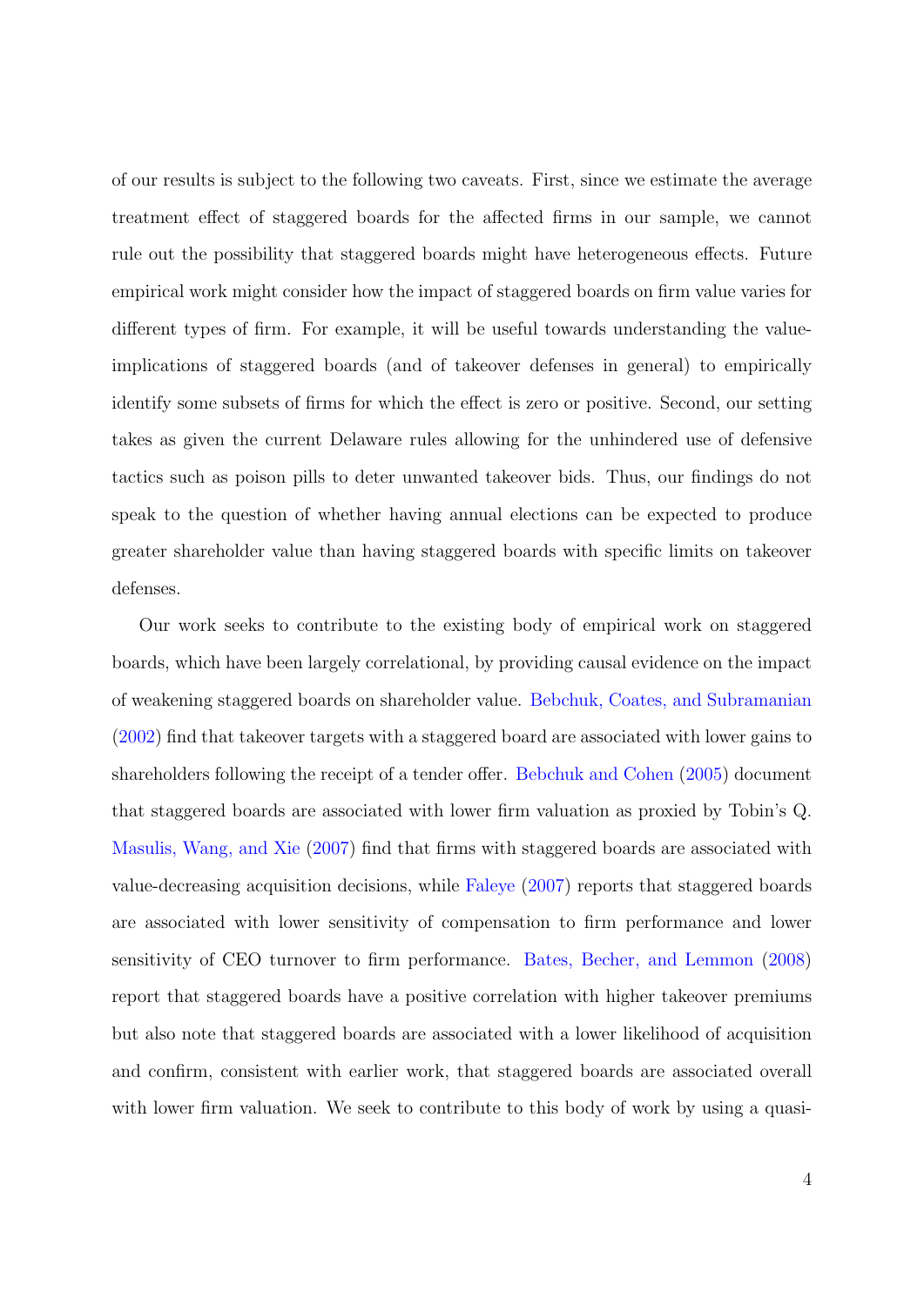of our results is subject to the following two caveats. First, since we estimate the average treatment effect of staggered boards for the affected firms in our sample, we cannot rule out the possibility that staggered boards might have heterogeneous effects. Future empirical work might consider how the impact of staggered boards on firm value varies for different types of firm. For example, it will be useful towards understanding the value-implications of staggered boards (and of takeover defenses in general) to empirically identify some subsets of firms for which the effect is zero or positive. Second, our setting takes as given the current Delaware rules allowing for the unhindered use of defensive tactics such as poison pills to deter unwanted takeover bids. Thus, our findings do not speak to the question of whether having annual elections can be expected to produce greater shareholder value than having staggered boards with specific limits on takeover defenses.

Our work seeks to contribute to the existing body of empirical work on staggered boards, which have been largely correlational, by providing causal evidence on the impact of weakening staggered boards on shareholder value. Bebchuk, Coates, and Subramanian (2002) find that takeover targets with a staggered board are associated with lower gains to shareholders following the receipt of a tender offer. Bebchuk and Cohen (2005) document that staggered boards are associated with lower firm valuation as proxied by Tobin's Q. Masulis, Wang, and Xie (2007) find that firms with staggered boards are associated with value-decreasing acquisition decisions, while Faleye (2007) reports that staggered boards are associated with lower sensitivity of compensation to firm performance and lower sensitivity of CEO turnover to firm performance. Bates, Becher, and Lemmon (2008) report that staggered boards have a positive correlation with higher takeover premiums but also note that staggered boards are associated with a lower likelihood of acquisition and confirm, consistent with earlier work, that staggered boards are associated overall with lower firm valuation. We seek to contribute to this body of work by using a quasi-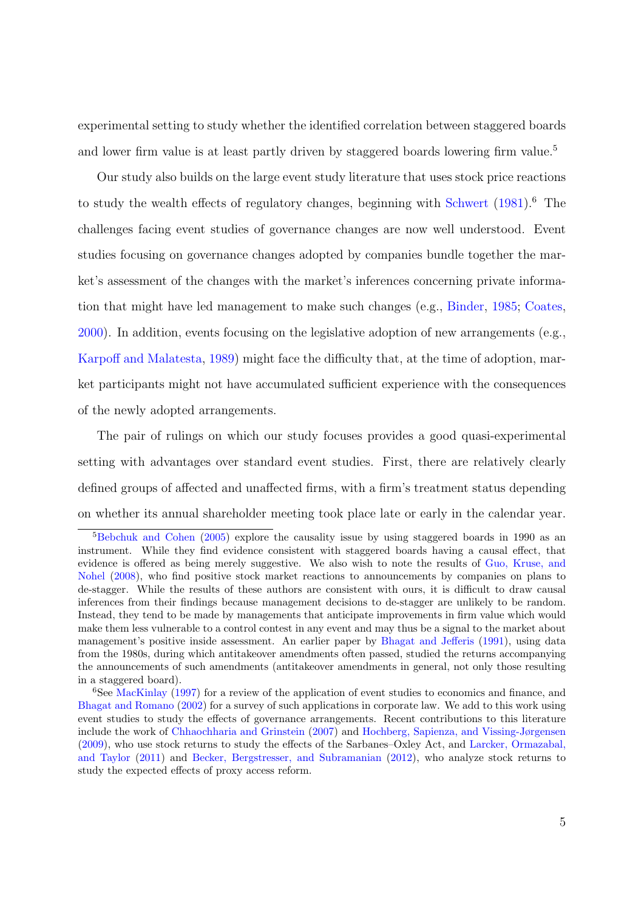experimental setting to study whether the identified correlation between staggered boards and lower firm value is at least partly driven by staggered boards lowering firm value.[5]

Our study also builds on the large event study literature that uses stock price reactions to study the wealth effects of regulatory changes, beginning with Schwert (1981).[6] The challenges facing event studies of governance changes are now well understood. Event studies focusing on governance changes adopted by companies bundle together the market's assessment of the changes with the market's inferences concerning private information that might have led management to make such changes (e.g., Binder, 1985; Coates, 2000). In addition, events focusing on the legislative adoption of new arrangements (e.g., Karpoff and Malatesta, 1989) might face the difficulty that, at the time of adoption, market participants might not have accumulated sufficient experience with the consequences of the newly adopted arrangements.

The pair of rulings on which our study focuses provides a good quasi-experimental setting with advantages over standard event studies. First, there are relatively clearly defined groups of affected and unaffected firms, with a firm's treatment status depending on whether its annual shareholder meeting took place late or early in the calendar year.

[5] Bebchuk and Cohen (2005) explore the causality issue by using staggered boards in 1990 as an instrument. While they find evidence consistent with staggered boards having a causal effect, that evidence is offered as being merely suggestive. We also wish to note the results of Guo, Kruse, and Nohel (2008), who find positive stock market reactions to announcements by companies on plans to de-stagger. While the results of these authors are consistent with ours, it is difficult to draw causal inferences from their findings because management decisions to de-stagger are unlikely to be random. Instead, they tend to be made by managements that anticipate improvements in firm value which would make them less vulnerable to a control contest in any event and may thus be a signal to the market about management's positive inside assessment. An earlier paper by Bhagat and Jefferis (1991), using data from the 1980s, during which antitakeover amendments often passed, studied the returns accompanying the announcements of such amendments (antitakeover amendments in general, not only those resulting in a staggered board).

[6] See MacKinlay (1997) for a review of the application of event studies to economics and finance, and Bhagat and Romano (2002) for a survey of such applications in corporate law. We add to this work using event studies to study the effects of governance arrangements. Recent contributions to this literature include the work of Chhaochharia and Grinstein (2007) and Hochberg, Sapienza, and Vissing-Jørgensen (2009), who use stock returns to study the effects of the Sarbanes–Oxley Act, and Larcker, Ormazabal, and Taylor (2011) and Becker, Bergstresser, and Subramanian (2012), who analyze stock returns to study the expected effects of proxy access reform.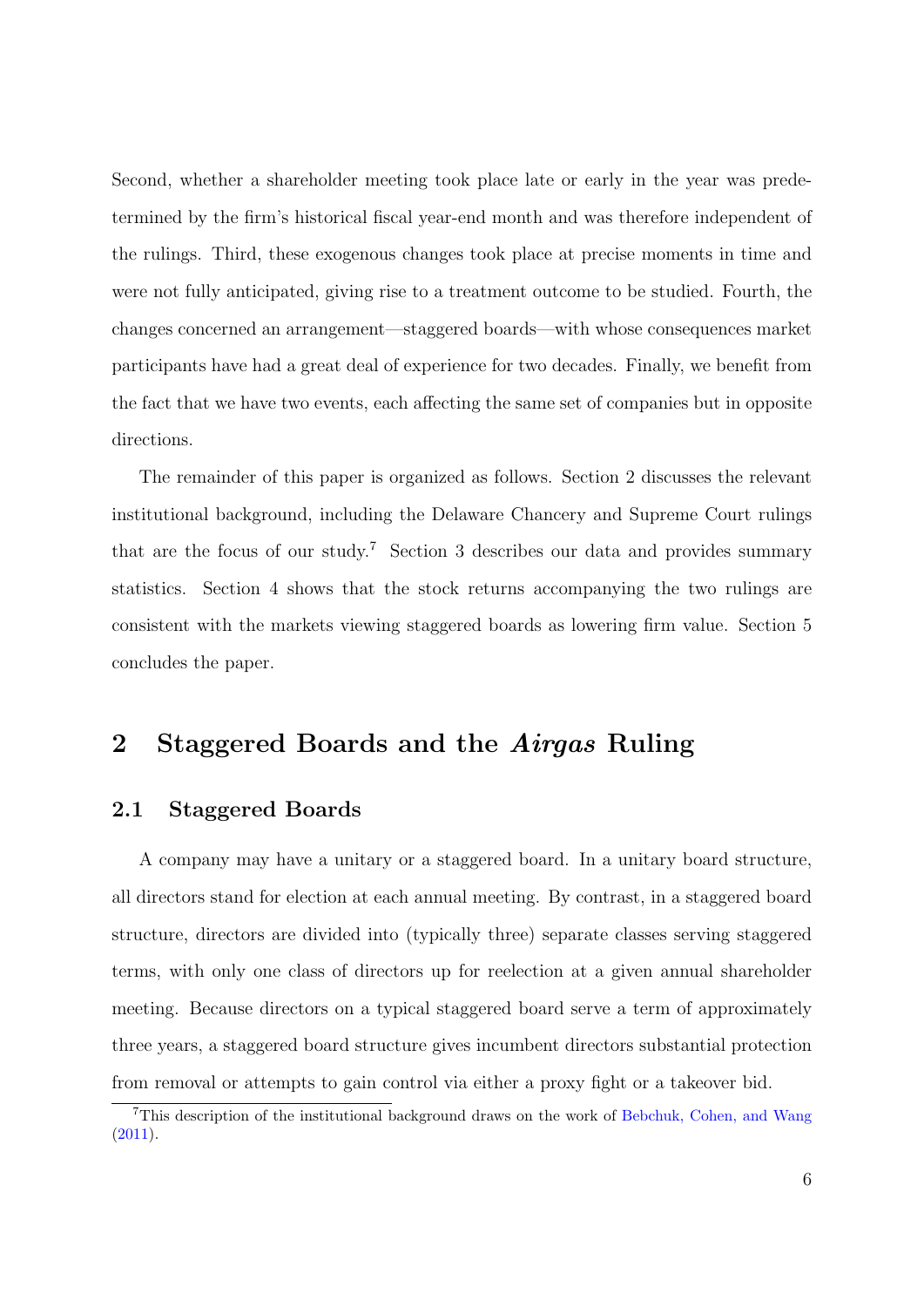Second, whether a shareholder meeting took place late or early in the year was predetermined by the firm's historical fiscal year-end month and was therefore independent of the rulings. Third, these exogenous changes took place at precise moments in time and were not fully anticipated, giving rise to a treatment outcome to be studied. Fourth, the changes concerned an arrangement—staggered boards—with whose consequences market participants have had a great deal of experience for two decades. Finally, we benefit from the fact that we have two events, each affecting the same set of companies but in opposite directions.

The remainder of this paper is organized as follows. Section 2 discusses the relevant institutional background, including the Delaware Chancery and Supreme Court rulings that are the focus of our study.[7] Section 3 describes our data and provides summary statistics. Section 4 shows that the stock returns accompanying the two rulings are consistent with the markets viewing staggered boards as lowering firm value. Section 5 concludes the paper.

# 2 Staggered Boards and the *Airgas* Ruling

## 2.1 Staggered Boards

A company may have a unitary or a staggered board. In a unitary board structure, all directors stand for election at each annual meeting. By contrast, in a staggered board structure, directors are divided into (typically three) separate classes serving staggered terms, with only one class of directors up for reelection at a given annual shareholder meeting. Because directors on a typical staggered board serve a term of approximately three years, a staggered board structure gives incumbent directors substantial protection from removal or attempts to gain control via either a proxy fight or a takeover bid.

[7] This description of the institutional background draws on the work of Bebchuk, Cohen, and Wang (2011).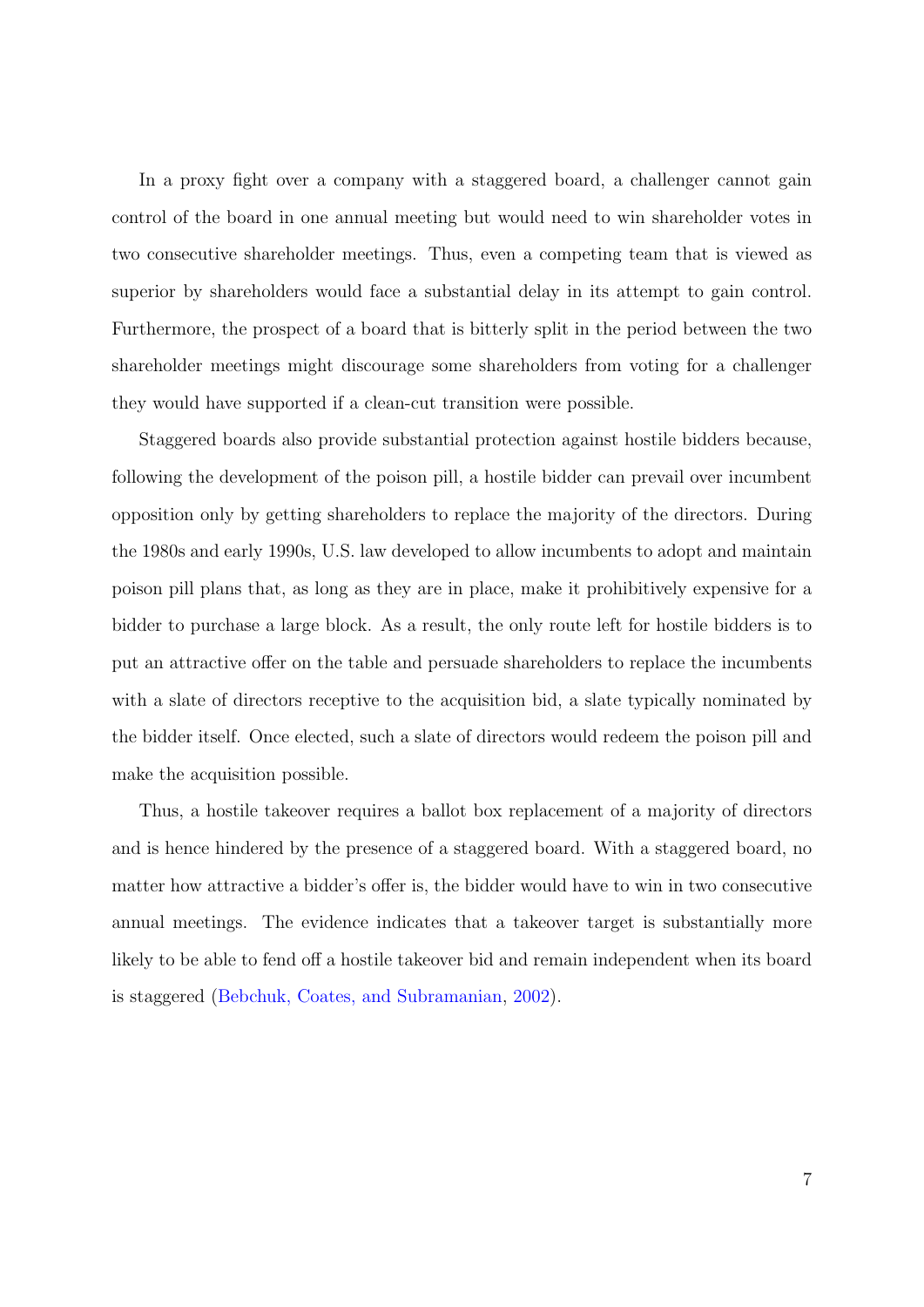In a proxy fight over a company with a staggered board, a challenger cannot gain control of the board in one annual meeting but would need to win shareholder votes in two consecutive shareholder meetings. Thus, even a competing team that is viewed as superior by shareholders would face a substantial delay in its attempt to gain control. Furthermore, the prospect of a board that is bitterly split in the period between the two shareholder meetings might discourage some shareholders from voting for a challenger they would have supported if a clean-cut transition were possible.

Staggered boards also provide substantial protection against hostile bidders because, following the development of the poison pill, a hostile bidder can prevail over incumbent opposition only by getting shareholders to replace the majority of the directors. During the 1980s and early 1990s, U.S. law developed to allow incumbents to adopt and maintain poison pill plans that, as long as they are in place, make it prohibitively expensive for a bidder to purchase a large block. As a result, the only route left for hostile bidders is to put an attractive offer on the table and persuade shareholders to replace the incumbents with a slate of directors receptive to the acquisition bid, a slate typically nominated by the bidder itself. Once elected, such a slate of directors would redeem the poison pill and make the acquisition possible.

Thus, a hostile takeover requires a ballot box replacement of a majority of directors and is hence hindered by the presence of a staggered board. With a staggered board, no matter how attractive a bidder's offer is, the bidder would have to win in two consecutive annual meetings. The evidence indicates that a takeover target is substantially more likely to be able to fend off a hostile takeover bid and remain independent when its board is staggered (Bebchuk, Coates, and Subramanian, 2002).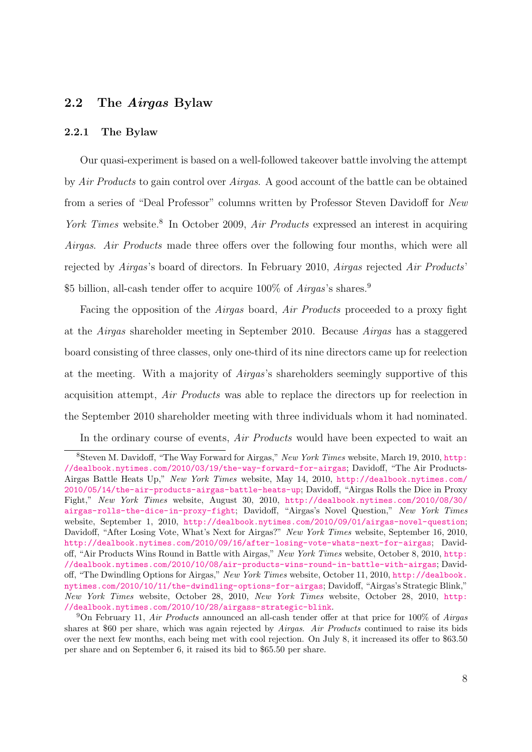## 2.2 The *Airgas* Bylaw

### 2.2.1 The Bylaw

Our quasi-experiment is based on a well-followed takeover battle involving the attempt by *Air Products* to gain control over *Airgas*. A good account of the battle can be obtained from a series of "Deal Professor" columns written by Professor Steven Davidoff for *New York Times* website.[8] In October 2009, *Air Products* expressed an interest in acquiring *Airgas*. *Air Products* made three offers over the following four months, which were all rejected by *Airgas*'s board of directors. In February 2010, *Airgas* rejected *Air Products*' $5 billion, all-cash tender offer to acquire 100% of *Airgas*'s shares.[9]

Facing the opposition of the *Airgas* board, *Air Products* proceeded to a proxy fight at the *Airgas* shareholder meeting in September 2010. Because *Airgas* has a staggered board consisting of three classes, only one-third of its nine directors came up for reelection at the meeting. With a majority of *Airgas*'s shareholders seemingly supportive of this acquisition attempt, *Air Products* was able to replace the directors up for reelection in the September 2010 shareholder meeting with three individuals whom it had nominated.

In the ordinary course of events, *Air Products* would have been expected to wait an

[8] Steven M. Davidoff, "The Way Forward for Airgas," *New York Times* website, March 19, 2010, http://dealbook.nytimes.com/2010/03/19/the-way-forward-for-airgas; Davidoff, "The Air Products-Airgas Battle Heats Up," *New York Times* website, May 14, 2010, http://dealbook.nytimes.com/2010/05/14/the-air-products-airgas-battle-heats-up; Davidoff, "Airgas Rolls the Dice in Proxy Fight," *New York Times* website, August 30, 2010, http://dealbook.nytimes.com/2010/08/30/airgas-rolls-the-dice-in-proxy-fight; Davidoff, "Airgas's Novel Question," *New York Times* website, September 1, 2010, http://dealbook.nytimes.com/2010/09/01/airgas-novel-question; Davidoff, "After Losing Vote, What's Next for Airgas?" *New York Times* website, September 16, 2010, http://dealbook.nytimes.com/2010/09/16/after-losing-vote-whats-next-for-airgas; Davidoff, "Air Products Wins Round in Battle with Airgas," *New York Times* website, October 8, 2010, http://dealbook.nytimes.com/2010/10/08/air-products-wins-round-in-battle-with-airgas; Davidoff, "The Dwindling Options for Airgas," *New York Times* website, October 11, 2010, http://dealbook.nytimes.com/2010/10/11/the-dwindling-options-for-airgas; Davidoff, "Airgas's Strategic Blink," *New York Times* website, October 28, 2010, *New York Times* website, October 28, 2010, http://dealbook.nytimes.com/2010/10/28/airgass-strategic-blink.

[9] On February 11, *Air Products* announced an all-cash tender offer at that price for 100% of *Airgas* shares at $60 per share, which was again rejected by *Airgas*. *Air Products* continued to raise its bids over the next few months, each being met with cool rejection. On July 8, it increased its offer to $63.50 per share and on September 6, it raised its bid to $65.50 per share.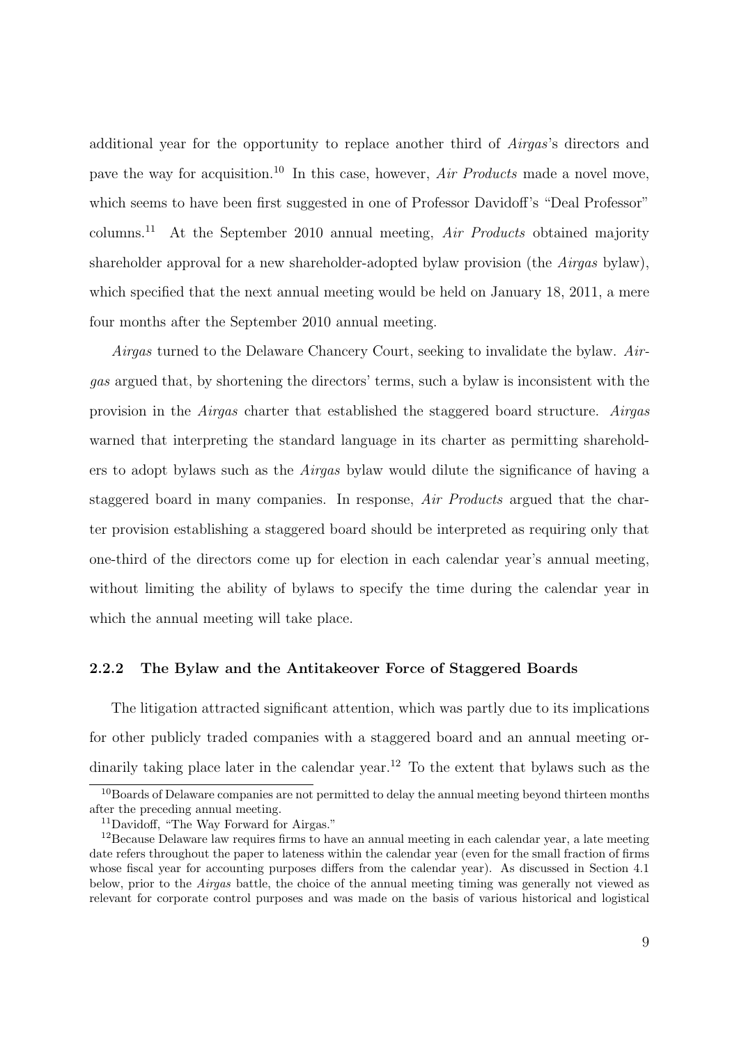additional year for the opportunity to replace another third of *Airgas*'s directors and pave the way for acquisition.[10] In this case, however, *Air Products* made a novel move, which seems to have been first suggested in one of Professor Davidoff's "Deal Professor" columns.[11] At the September 2010 annual meeting, *Air Products* obtained majority shareholder approval for a new shareholder-adopted bylaw provision (the *Airgas* bylaw), which specified that the next annual meeting would be held on January 18, 2011, a mere four months after the September 2010 annual meeting.

*Airgas* turned to the Delaware Chancery Court, seeking to invalidate the bylaw. *Airgas* argued that, by shortening the directors' terms, such a bylaw is inconsistent with the provision in the *Airgas* charter that established the staggered board structure. *Airgas* warned that interpreting the standard language in its charter as permitting shareholders to adopt bylaws such as the *Airgas* bylaw would dilute the significance of having a staggered board in many companies. In response, *Air Products* argued that the charter provision establishing a staggered board should be interpreted as requiring only that one-third of the directors come up for election in each calendar year's annual meeting, without limiting the ability of bylaws to specify the time during the calendar year in which the annual meeting will take place.

### 2.2.2 The Bylaw and the Antitakeover Force of Staggered Boards

The litigation attracted significant attention, which was partly due to its implications for other publicly traded companies with a staggered board and an annual meeting ordinarily taking place later in the calendar year.[12] To the extent that bylaws such as the

[10] Boards of Delaware companies are not permitted to delay the annual meeting beyond thirteen months after the preceding annual meeting.

[11] Davidoff, "The Way Forward for Airgas."

[12] Because Delaware law requires firms to have an annual meeting in each calendar year, a late meeting date refers throughout the paper to lateness within the calendar year (even for the small fraction of firms whose fiscal year for accounting purposes differs from the calendar year). As discussed in Section 4.1 below, prior to the *Airgas* battle, the choice of the annual meeting timing was generally not viewed as relevant for corporate control purposes and was made on the basis of various historical and logistical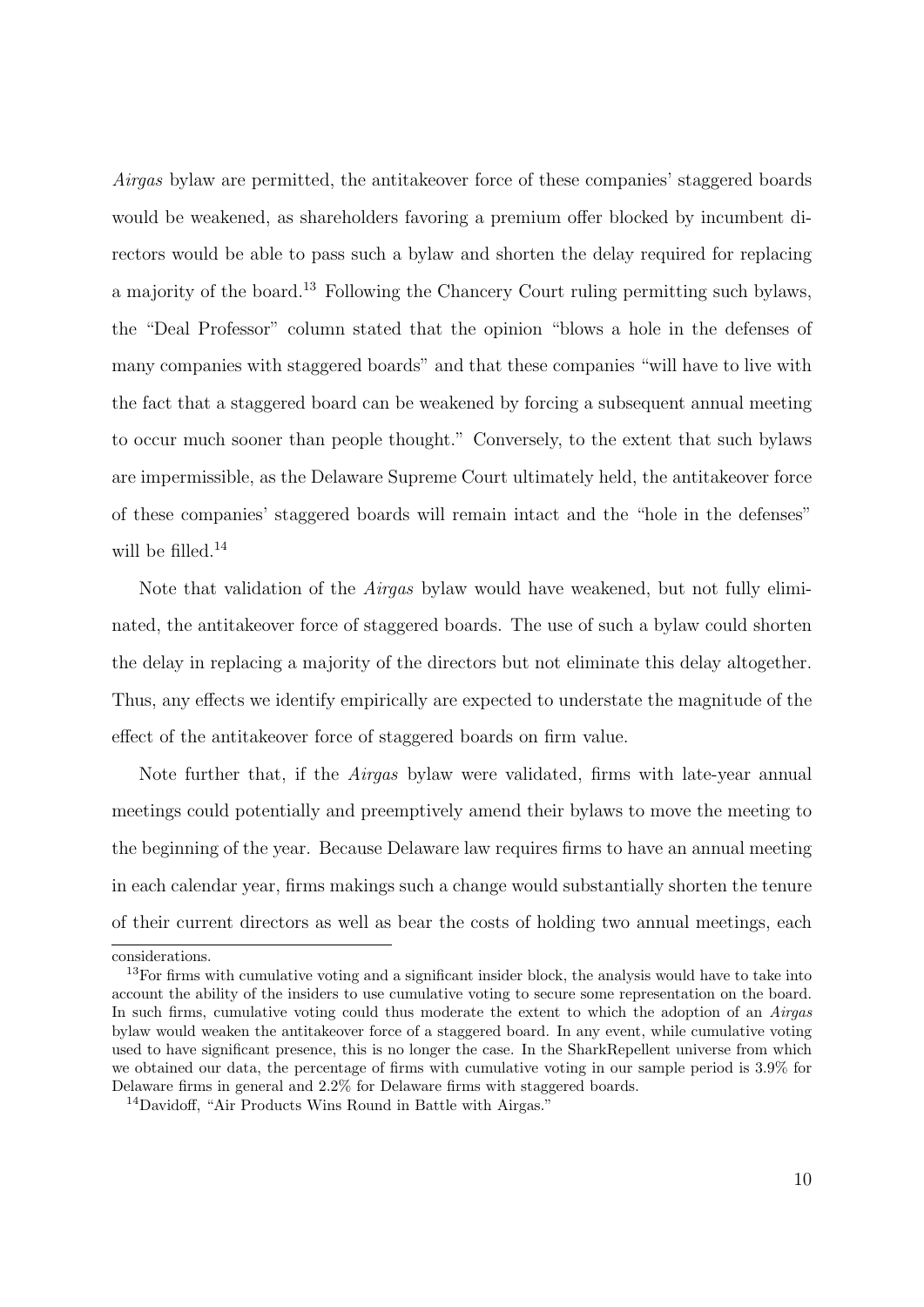*Airgas* bylaw are permitted, the antitakeover force of these companies' staggered boards would be weakened, as shareholders favoring a premium offer blocked by incumbent directors would be able to pass such a bylaw and shorten the delay required for replacing a majority of the board.[13] Following the Chancery Court ruling permitting such bylaws, the "Deal Professor" column stated that the opinion "blows a hole in the defenses of many companies with staggered boards" and that these companies "will have to live with the fact that a staggered board can be weakened by forcing a subsequent annual meeting to occur much sooner than people thought." Conversely, to the extent that such bylaws are impermissible, as the Delaware Supreme Court ultimately held, the antitakeover force of these companies' staggered boards will remain intact and the "hole in the defenses" will be filled.[14]

Note that validation of the *Airgas* bylaw would have weakened, but not fully eliminated, the antitakeover force of staggered boards. The use of such a bylaw could shorten the delay in replacing a majority of the directors but not eliminate this delay altogether. Thus, any effects we identify empirically are expected to understate the magnitude of the effect of the antitakeover force of staggered boards on firm value.

Note further that, if the *Airgas* bylaw were validated, firms with late-year annual meetings could potentially and preemptively amend their bylaws to move the meeting to the beginning of the year. Because Delaware law requires firms to have an annual meeting in each calendar year, firms makings such a change would substantially shorten the tenure of their current directors as well as bear the costs of holding two annual meetings, each

considerations.

[13]For firms with cumulative voting and a significant insider block, the analysis would have to take into account the ability of the insiders to use cumulative voting to secure some representation on the board. In such firms, cumulative voting could thus moderate the extent to which the adoption of an *Airgas* bylaw would weaken the antitakeover force of a staggered board. In any event, while cumulative voting used to have significant presence, this is no longer the case. In the SharkRepellent universe from which we obtained our data, the percentage of firms with cumulative voting in our sample period is 3.9% for Delaware firms in general and 2.2% for Delaware firms with staggered boards.

[14]Davidoff, "Air Products Wins Round in Battle with Airgas."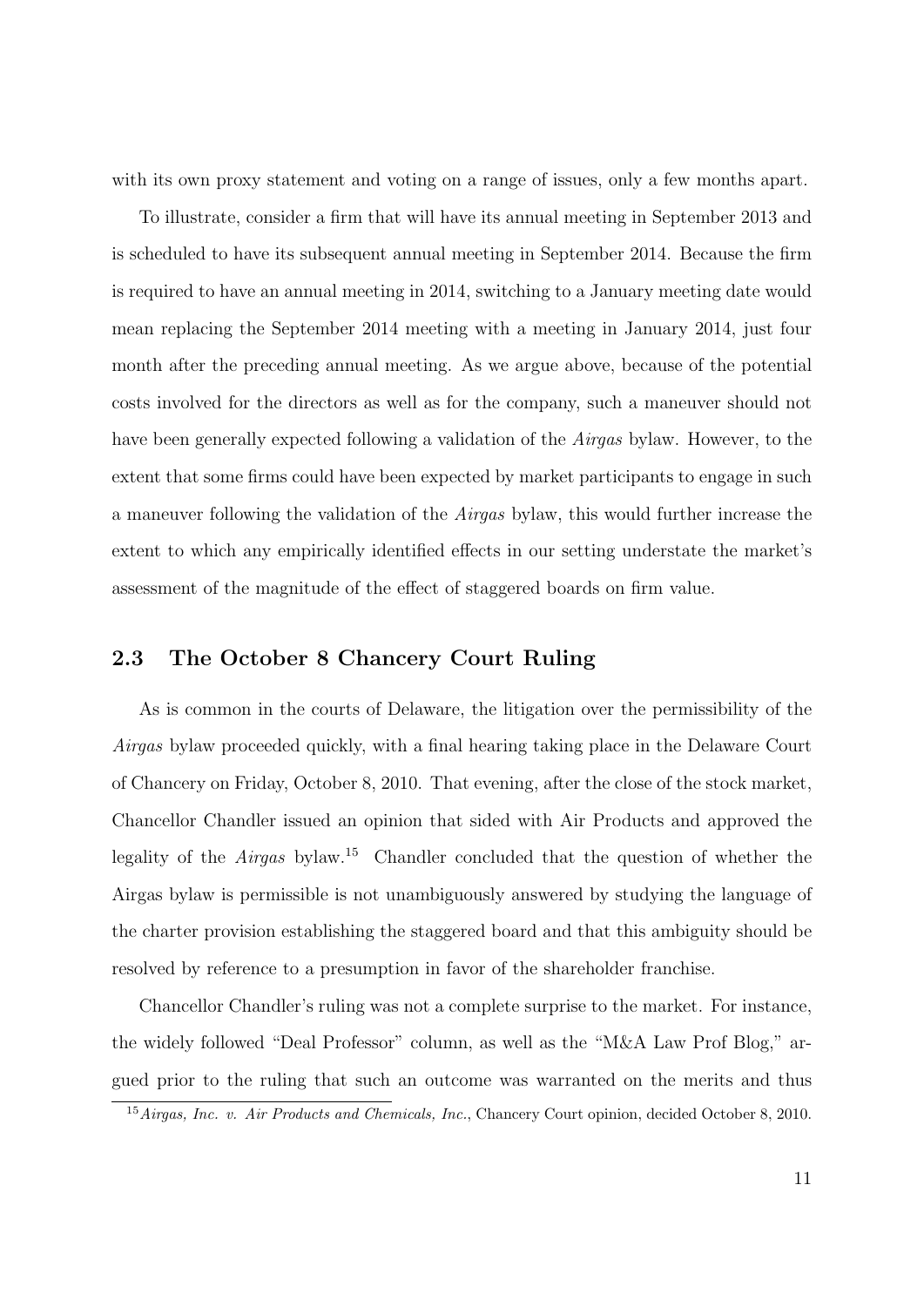with its own proxy statement and voting on a range of issues, only a few months apart.

To illustrate, consider a firm that will have its annual meeting in September 2013 and is scheduled to have its subsequent annual meeting in September 2014. Because the firm is required to have an annual meeting in 2014, switching to a January meeting date would mean replacing the September 2014 meeting with a meeting in January 2014, just four month after the preceding annual meeting. As we argue above, because of the potential costs involved for the directors as well as for the company, such a maneuver should not have been generally expected following a validation of the *Airgas* bylaw. However, to the extent that some firms could have been expected by market participants to engage in such a maneuver following the validation of the *Airgas* bylaw, this would further increase the extent to which any empirically identified effects in our setting understate the market's assessment of the magnitude of the effect of staggered boards on firm value.

## 2.3 The October 8 Chancery Court Ruling

As is common in the courts of Delaware, the litigation over the permissibility of the *Airgas* bylaw proceeded quickly, with a final hearing taking place in the Delaware Court of Chancery on Friday, October 8, 2010. That evening, after the close of the stock market, Chancellor Chandler issued an opinion that sided with Air Products and approved the legality of the *Airgas* bylaw.[15] Chandler concluded that the question of whether the Airgas bylaw is permissible is not unambiguously answered by studying the language of the charter provision establishing the staggered board and that this ambiguity should be resolved by reference to a presumption in favor of the shareholder franchise.

Chancellor Chandler's ruling was not a complete surprise to the market. For instance, the widely followed "Deal Professor" column, as well as the "M&A Law Prof Blog," argued prior to the ruling that such an outcome was warranted on the merits and thus

[15] *Airgas, Inc. v. Air Products and Chemicals, Inc.*, Chancery Court opinion, decided October 8, 2010.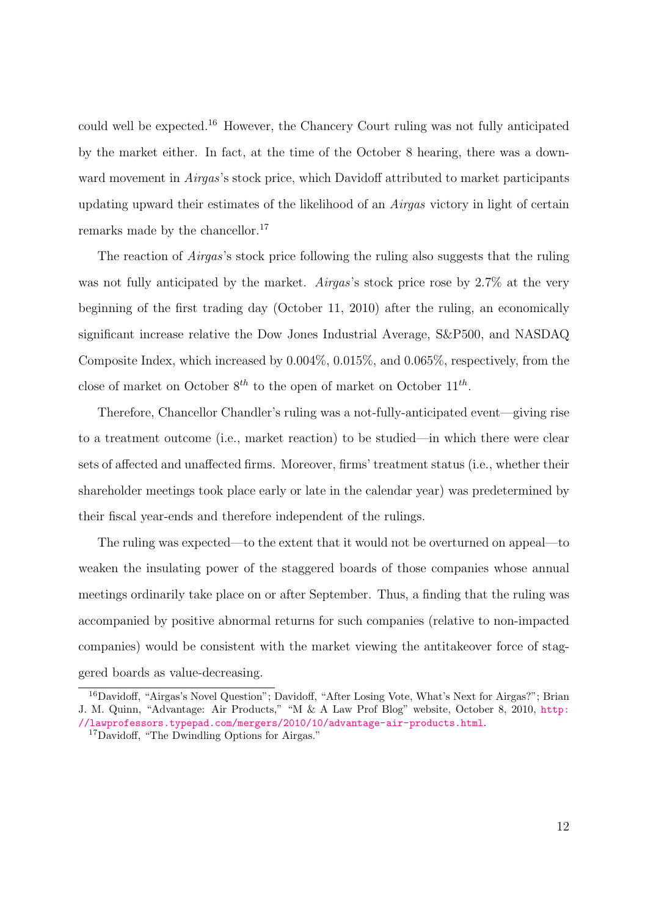could well be expected.[16] However, the Chancery Court ruling was not fully anticipated by the market either. In fact, at the time of the October 8 hearing, there was a downward movement in *Airgas*'s stock price, which Davidoff attributed to market participants updating upward their estimates of the likelihood of an *Airgas* victory in light of certain remarks made by the chancellor.[17]

The reaction of *Airgas*'s stock price following the ruling also suggests that the ruling was not fully anticipated by the market. *Airgas*'s stock price rose by 2.7% at the very beginning of the first trading day (October 11, 2010) after the ruling, an economically significant increase relative the Dow Jones Industrial Average, S&P500, and NASDAQ Composite Index, which increased by 0.004%, 0.015%, and 0.065%, respectively, from the close of market on October $8^{th}$ to the open of market on October $11^{th}$.

Therefore, Chancellor Chandler's ruling was a not-fully-anticipated event—giving rise to a treatment outcome (i.e., market reaction) to be studied—in which there were clear sets of affected and unaffected firms. Moreover, firms' treatment status (i.e., whether their shareholder meetings took place early or late in the calendar year) was predetermined by their fiscal year-ends and therefore independent of the rulings.

The ruling was expected—to the extent that it would not be overturned on appeal—to weaken the insulating power of the staggered boards of those companies whose annual meetings ordinarily take place on or after September. Thus, a finding that the ruling was accompanied by positive abnormal returns for such companies (relative to non-impacted companies) would be consistent with the market viewing the antitakeover force of staggered boards as value-decreasing.

---

[16] Davidoff, "Airgas's Novel Question"; Davidoff, "After Losing Vote, What's Next for Airgas?"; Brian J. M. Quinn, "Advantage: Air Products," "M & A Law Prof Blog" website, October 8, 2010, http://lawprofessors.typepad.com/mergers/2010/10/advantage-air-products.html.

[17] Davidoff, "The Dwindling Options for Airgas."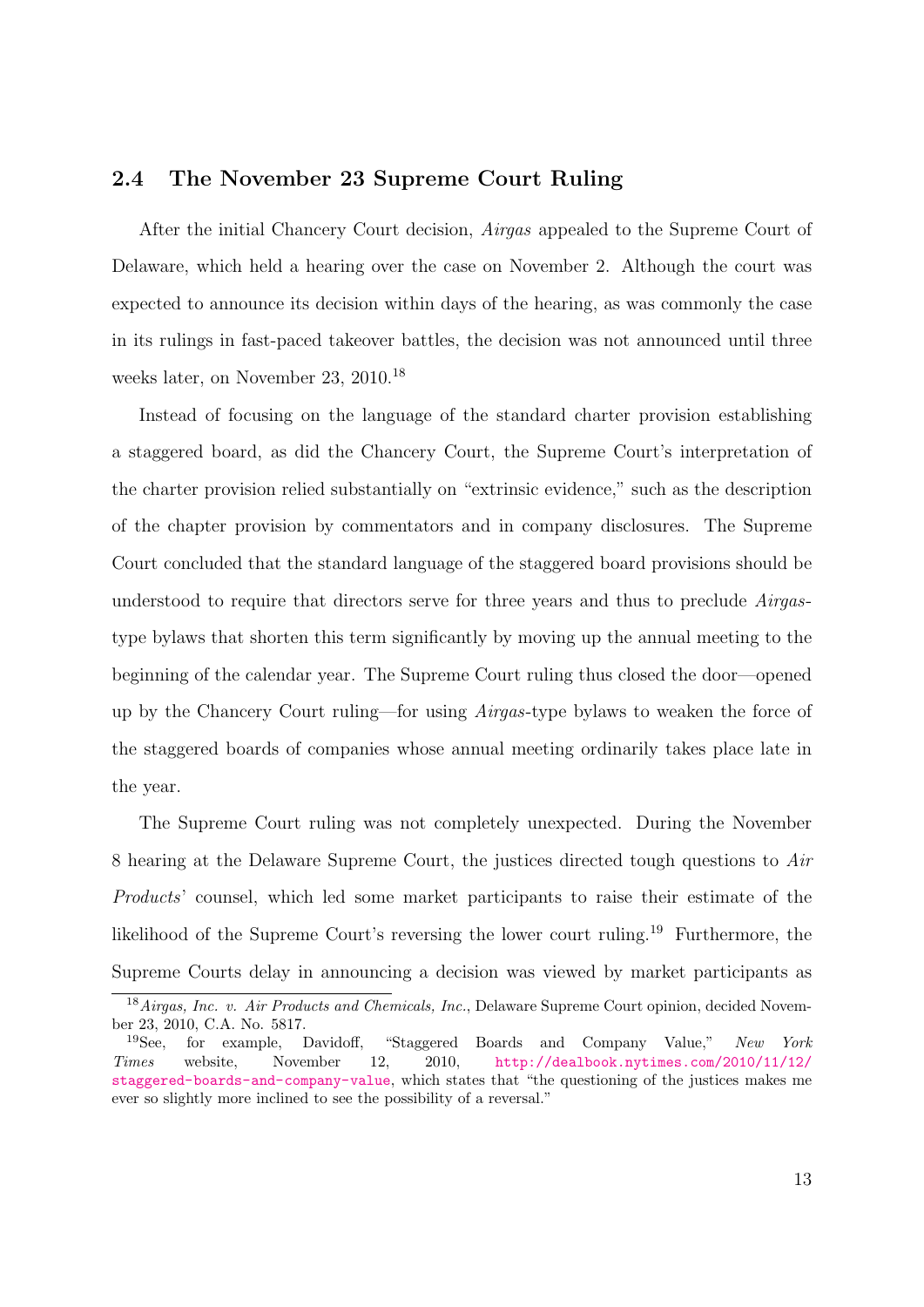## 2.4 The November 23 Supreme Court Ruling

After the initial Chancery Court decision, *Airgas* appealed to the Supreme Court of Delaware, which held a hearing over the case on November 2. Although the court was expected to announce its decision within days of the hearing, as was commonly the case in its rulings in fast-paced takeover battles, the decision was not announced until three weeks later, on November 23, 2010.[18]

Instead of focusing on the language of the standard charter provision establishing a staggered board, as did the Chancery Court, the Supreme Court's interpretation of the charter provision relied substantially on "extrinsic evidence," such as the description of the chapter provision by commentators and in company disclosures. The Supreme Court concluded that the standard language of the staggered board provisions should be understood to require that directors serve for three years and thus to preclude *Airgas*-type bylaws that shorten this term significantly by moving up the annual meeting to the beginning of the calendar year. The Supreme Court ruling thus closed the door—opened up by the Chancery Court ruling—for using *Airgas*-type bylaws to weaken the force of the staggered boards of companies whose annual meeting ordinarily takes place late in the year.

The Supreme Court ruling was not completely unexpected. During the November 8 hearing at the Delaware Supreme Court, the justices directed tough questions to *Air Products*' counsel, which led some market participants to raise their estimate of the likelihood of the Supreme Court's reversing the lower court ruling.[19] Furthermore, the Supreme Courts delay in announcing a decision was viewed by market participants as

[18] *Airgas, Inc. v. Air Products and Chemicals, Inc.*, Delaware Supreme Court opinion, decided November 23, 2010, C.A. No. 5817.

[19] See, for example, Davidoff, "Staggered Boards and Company Value," *New York Times* website, November 12, 2010, http://dealbook.nytimes.com/2010/11/12/staggered-boards-and-company-value, which states that "the questioning of the justices makes me ever so slightly more inclined to see the possibility of a reversal."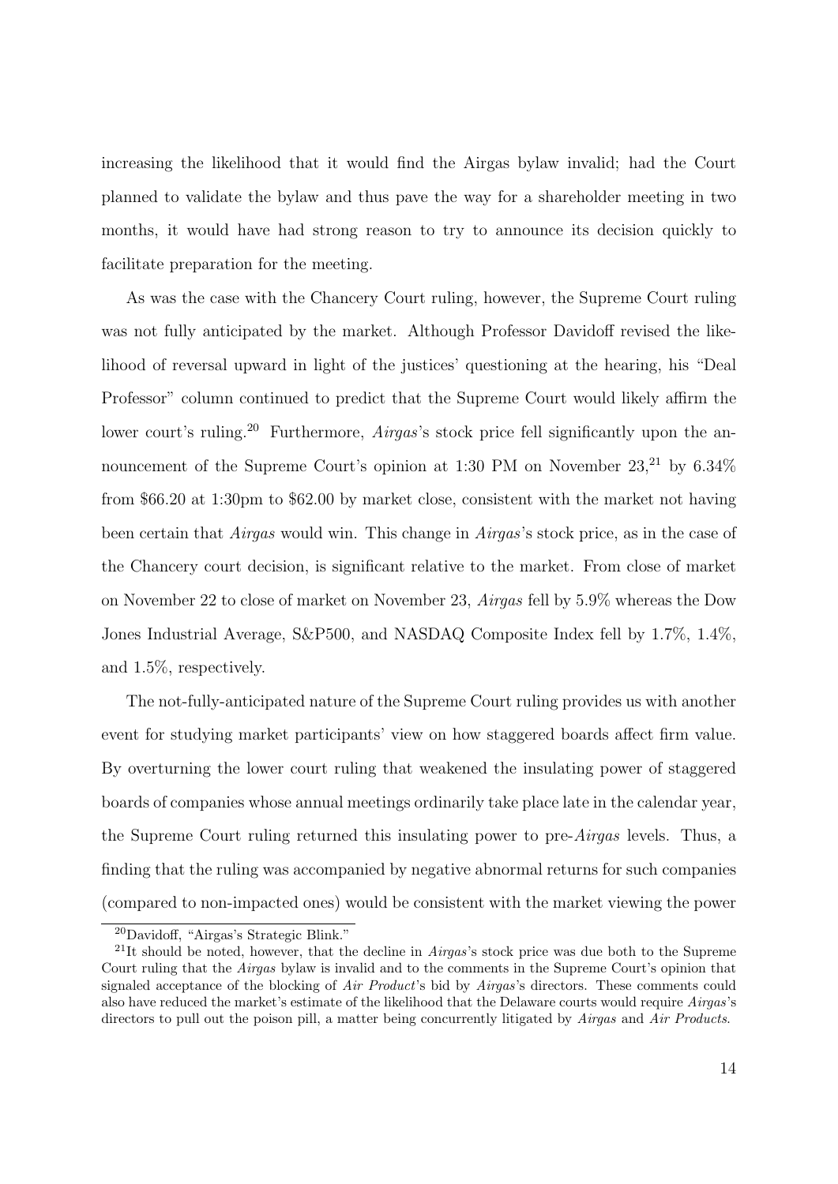increasing the likelihood that it would find the Airgas bylaw invalid; had the Court planned to validate the bylaw and thus pave the way for a shareholder meeting in two months, it would have had strong reason to try to announce its decision quickly to facilitate preparation for the meeting.

As was the case with the Chancery Court ruling, however, the Supreme Court ruling was not fully anticipated by the market. Although Professor Davidoff revised the likelihood of reversal upward in light of the justices' questioning at the hearing, his "Deal Professor" column continued to predict that the Supreme Court would likely affirm the lower court's ruling.[20] Furthermore, *Airgas*'s stock price fell significantly upon the announcement of the Supreme Court's opinion at 1:30 PM on November 23,[21] by 6.34% from \$66.20 at 1:30pm to \$62.00 by market close, consistent with the market not having been certain that *Airgas* would win. This change in *Airgas*'s stock price, as in the case of the Chancery court decision, is significant relative to the market. From close of market on November 22 to close of market on November 23, *Airgas* fell by 5.9% whereas the Dow Jones Industrial Average, S&P500, and NASDAQ Composite Index fell by 1.7%, 1.4%, and 1.5%, respectively.

The not-fully-anticipated nature of the Supreme Court ruling provides us with another event for studying market participants' view on how staggered boards affect firm value. By overturning the lower court ruling that weakened the insulating power of staggered boards of companies whose annual meetings ordinarily take place late in the calendar year, the Supreme Court ruling returned this insulating power to pre-*Airgas* levels. Thus, a finding that the ruling was accompanied by negative abnormal returns for such companies (compared to non-impacted ones) would be consistent with the market viewing the power

[20] Davidoff, "Airgas's Strategic Blink."

[21] It should be noted, however, that the decline in *Airgas*'s stock price was due both to the Supreme Court ruling that the *Airgas* bylaw is invalid and to the comments in the Supreme Court's opinion that signaled acceptance of the blocking of *Air Product*'s bid by *Airgas*'s directors. These comments could also have reduced the market's estimate of the likelihood that the Delaware courts would require *Airgas*'s directors to pull out the poison pill, a matter being concurrently litigated by *Airgas* and *Air Products*.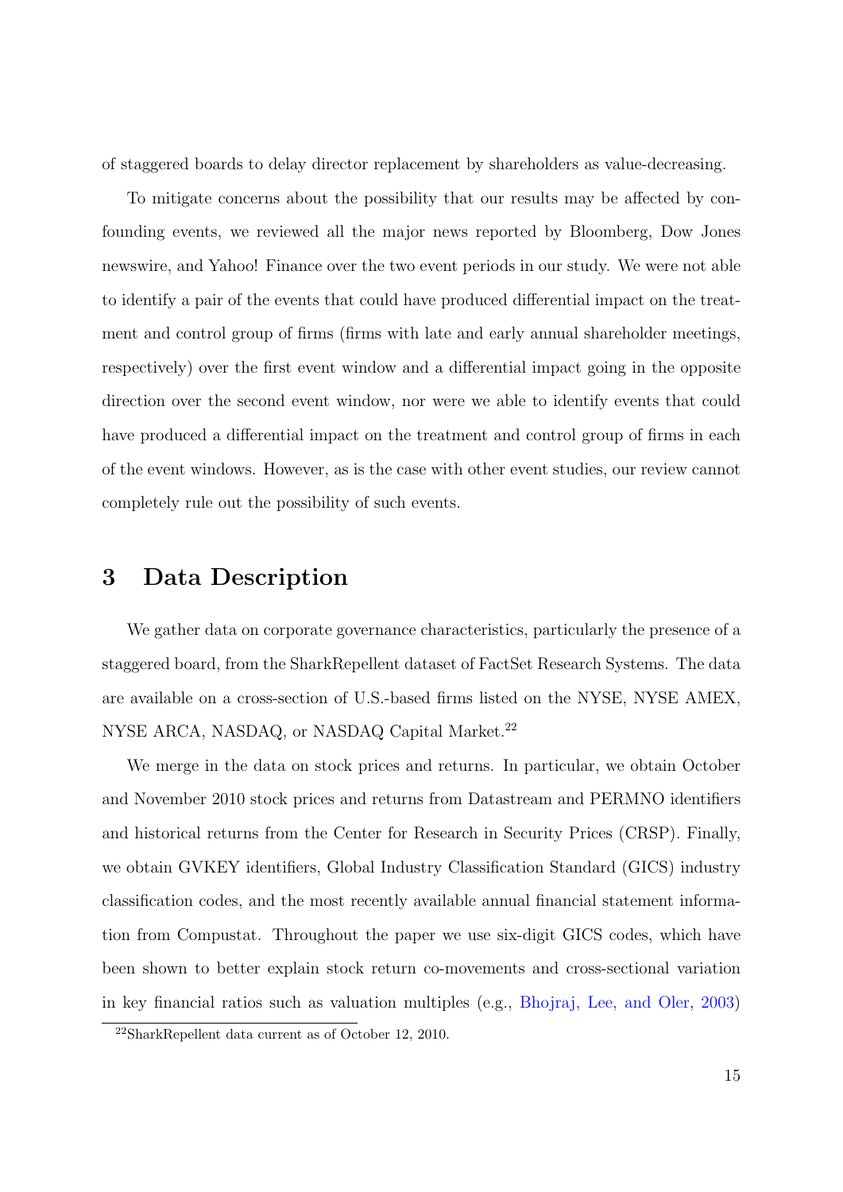of staggered boards to delay director replacement by shareholders as value-decreasing.

To mitigate concerns about the possibility that our results may be affected by confounding events, we reviewed all the major news reported by Bloomberg, Dow Jones newswire, and Yahoo! Finance over the two event periods in our study. We were not able to identify a pair of the events that could have produced differential impact on the treatment and control group of firms (firms with late and early annual shareholder meetings, respectively) over the first event window and a differential impact going in the opposite direction over the second event window, nor were we able to identify events that could have produced a differential impact on the treatment and control group of firms in each of the event windows. However, as is the case with other event studies, our review cannot completely rule out the possibility of such events.

## 3 Data Description

We gather data on corporate governance characteristics, particularly the presence of a staggered board, from the SharkRepellent dataset of FactSet Research Systems. The data are available on a cross-section of U.S.-based firms listed on the NYSE, NYSE AMEX, NYSE ARCA, NASDAQ, or NASDAQ Capital Market.[22]

We merge in the data on stock prices and returns. In particular, we obtain October and November 2010 stock prices and returns from Datastream and PERMNO identifiers and historical returns from the Center for Research in Security Prices (CRSP). Finally, we obtain GVKEY identifiers, Global Industry Classification Standard (GICS) industry classification codes, and the most recently available annual financial statement information from Compustat. Throughout the paper we use six-digit GICS codes, which have been shown to better explain stock return co-movements and cross-sectional variation in key financial ratios such as valuation multiples (e.g., Bhojraj, Lee, and Oler, 2003)

[22] SharkRepellent data current as of October 12, 2010.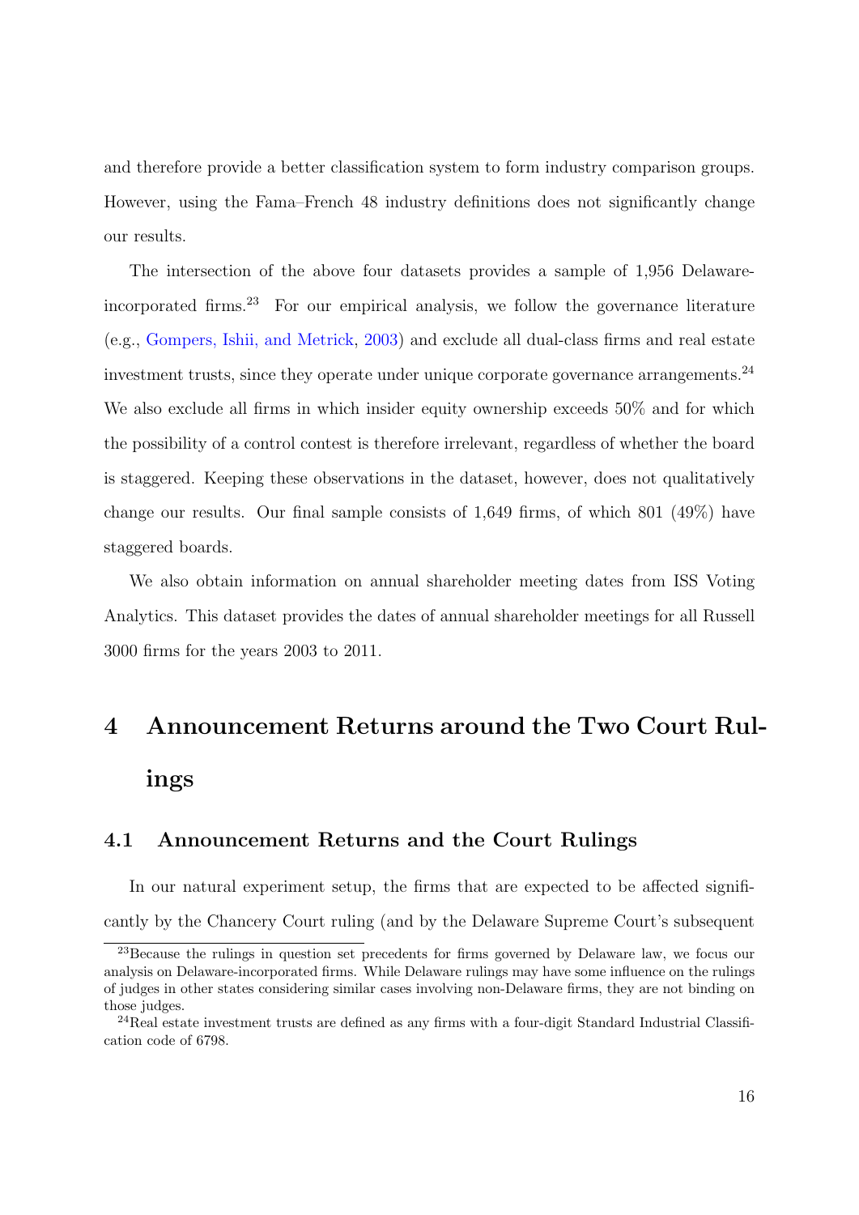and therefore provide a better classification system to form industry comparison groups. However, using the Fama–French 48 industry definitions does not significantly change our results.

The intersection of the above four datasets provides a sample of 1,956 Delaware-incorporated firms.[23] For our empirical analysis, we follow the governance literature (e.g., Gompers, Ishii, and Metrick, 2003) and exclude all dual-class firms and real estate investment trusts, since they operate under unique corporate governance arrangements.[24] We also exclude all firms in which insider equity ownership exceeds 50% and for which the possibility of a control contest is therefore irrelevant, regardless of whether the board is staggered. Keeping these observations in the dataset, however, does not qualitatively change our results. Our final sample consists of 1,649 firms, of which 801 (49%) have staggered boards.

We also obtain information on annual shareholder meeting dates from ISS Voting Analytics. This dataset provides the dates of annual shareholder meetings for all Russell 3000 firms for the years 2003 to 2011.

# 4 Announcement Returns around the Two Court Rulings

## 4.1 Announcement Returns and the Court Rulings

In our natural experiment setup, the firms that are expected to be affected significantly by the Chancery Court ruling (and by the Delaware Supreme Court's subsequent

[23] Because the rulings in question set precedents for firms governed by Delaware law, we focus our analysis on Delaware-incorporated firms. While Delaware rulings may have some influence on the rulings of judges in other states considering similar cases involving non-Delaware firms, they are not binding on those judges.

[24] Real estate investment trusts are defined as any firms with a four-digit Standard Industrial Classification code of 6798.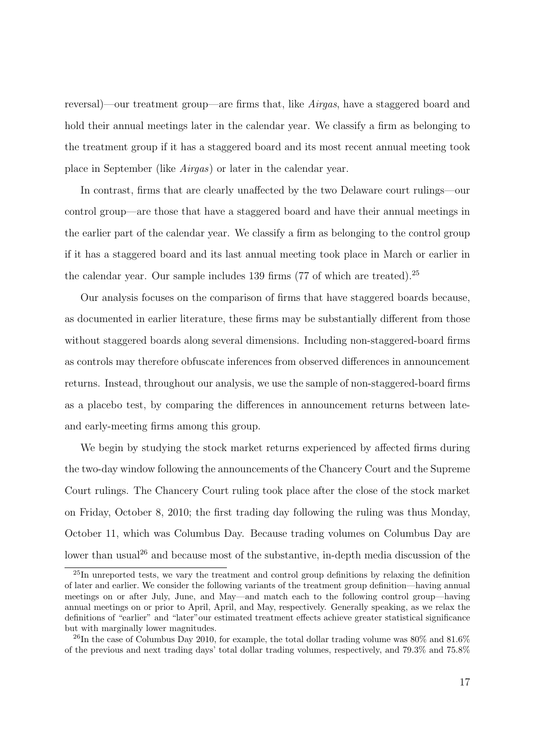reversal)—our treatment group—are firms that, like *Airgas*, have a staggered board and hold their annual meetings later in the calendar year. We classify a firm as belonging to the treatment group if it has a staggered board and its most recent annual meeting took place in September (like *Airgas*) or later in the calendar year.

In contrast, firms that are clearly unaffected by the two Delaware court rulings—our control group—are those that have a staggered board and have their annual meetings in the earlier part of the calendar year. We classify a firm as belonging to the control group if it has a staggered board and its last annual meeting took place in March or earlier in the calendar year. Our sample includes 139 firms (77 of which are treated).[25]

Our analysis focuses on the comparison of firms that have staggered boards because, as documented in earlier literature, these firms may be substantially different from those without staggered boards along several dimensions. Including non-staggered-board firms as controls may therefore obfuscate inferences from observed differences in announcement returns. Instead, throughout our analysis, we use the sample of non-staggered-board firms as a placebo test, by comparing the differences in announcement returns between late- and early-meeting firms among this group.

We begin by studying the stock market returns experienced by affected firms during the two-day window following the announcements of the Chancery Court and the Supreme Court rulings. The Chancery Court ruling took place after the close of the stock market on Friday, October 8, 2010; the first trading day following the ruling was thus Monday, October 11, which was Columbus Day. Because trading volumes on Columbus Day are lower than usual[26] and because most of the substantive, in-depth media discussion of the

[25] In unreported tests, we vary the treatment and control group definitions by relaxing the definition of later and earlier. We consider the following variants of the treatment group definition—having annual meetings on or after July, June, and May—and match each to the following control group—having annual meetings on or prior to April, April, and May, respectively. Generally speaking, as we relax the definitions of "earlier" and "later" our estimated treatment effects achieve greater statistical significance but with marginally lower magnitudes.

[26] In the case of Columbus Day 2010, for example, the total dollar trading volume was 80% and 81.6% of the previous and next trading days' total dollar trading volumes, respectively, and 79.3% and 75.8%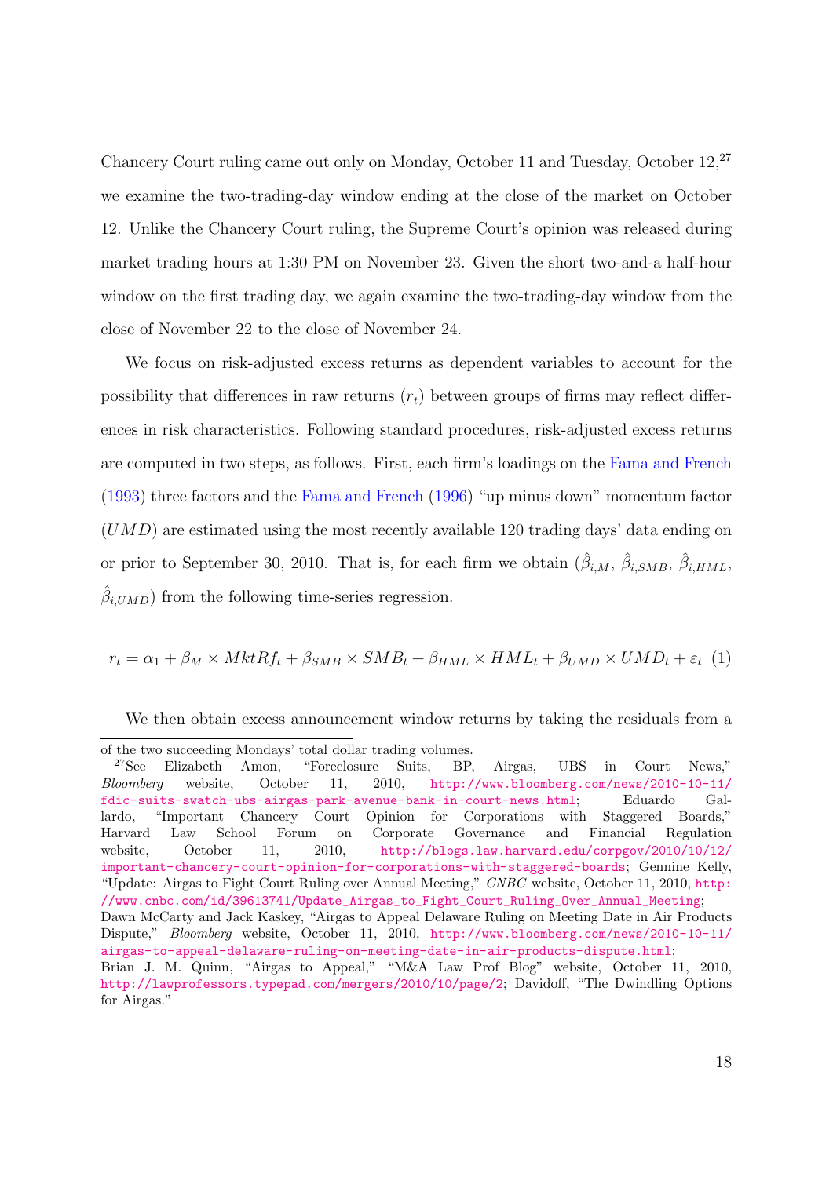Chancery Court ruling came out only on Monday, October 11 and Tuesday, October 12,[27] we examine the two-trading-day window ending at the close of the market on October 12. Unlike the Chancery Court ruling, the Supreme Court's opinion was released during market trading hours at 1:30 PM on November 23. Given the short two-and-a half-hour window on the first trading day, we again examine the two-trading-day window from the close of November 22 to the close of November 24.

We focus on risk-adjusted excess returns as dependent variables to account for the possibility that differences in raw returns ($r_t$) between groups of firms may reflect differences in risk characteristics. Following standard procedures, risk-adjusted excess returns are computed in two steps, as follows. First, each firm's loadings on the Fama and French (1993) three factors and the Fama and French (1996) "up minus down" momentum factor ($UMD$) are estimated using the most recently available 120 trading days' data ending on or prior to September 30, 2010. That is, for each firm we obtain ($\hat{\beta}_{i,M}$, $\hat{\beta}_{i,SMB}$, $\hat{\beta}_{i,HML}$, $\hat{\beta}_{i,UMD}$) from the following time-series regression.

$$r_t = \alpha_1 + \beta_M \times MktRf_t + \beta_{SMB} \times SMB_t + \beta_{HML} \times HML_t + \beta_{UMD} \times UMD_t + \varepsilon_t \quad (1)$$

We then obtain excess announcement window returns by taking the residuals from a

---

of the two succeeding Mondays' total dollar trading volumes.

[27] See Elizabeth Amon, "Foreclosure Suits, BP, Airgas, UBS in Court News," *Bloomberg* website, October 11, 2010, http://www.bloomberg.com/news/2010-10-11/fdic-suits-swatch-ubs-airgas-park-avenue-bank-in-court-news.html; Eduardo Gallardo, "Important Chancery Court Opinion for Corporations with Staggered Boards," Harvard Law School Forum on Corporate Governance and Financial Regulation website, October 11, 2010, http://blogs.law.harvard.edu/corpgov/2010/10/12/important-chancery-court-opinion-for-corporations-with-staggered-boards; Gennine Kelly, "Update: Airgas to Fight Court Ruling over Annual Meeting," *CNBC* website, October 11, 2010, http://www.cnbc.com/id/39613741/Update_Airgas_to_Fight_Court_Ruling_Over_Annual_Meeting; Dawn McCarty and Jack Kaskey, "Airgas to Appeal Delaware Ruling on Meeting Date in Air Products Dispute," *Bloomberg* website, October 11, 2010, http://www.bloomberg.com/news/2010-10-11/airgas-to-appeal-delaware-ruling-on-meeting-date-in-air-products-dispute.html; Brian J. M. Quinn, "Airgas to Appeal," "M&A Law Prof Blog" website, October 11, 2010, http://lawprofessors.typepad.com/mergers/2010/10/page/2; Davidoff, "The Dwindling Options for Airgas."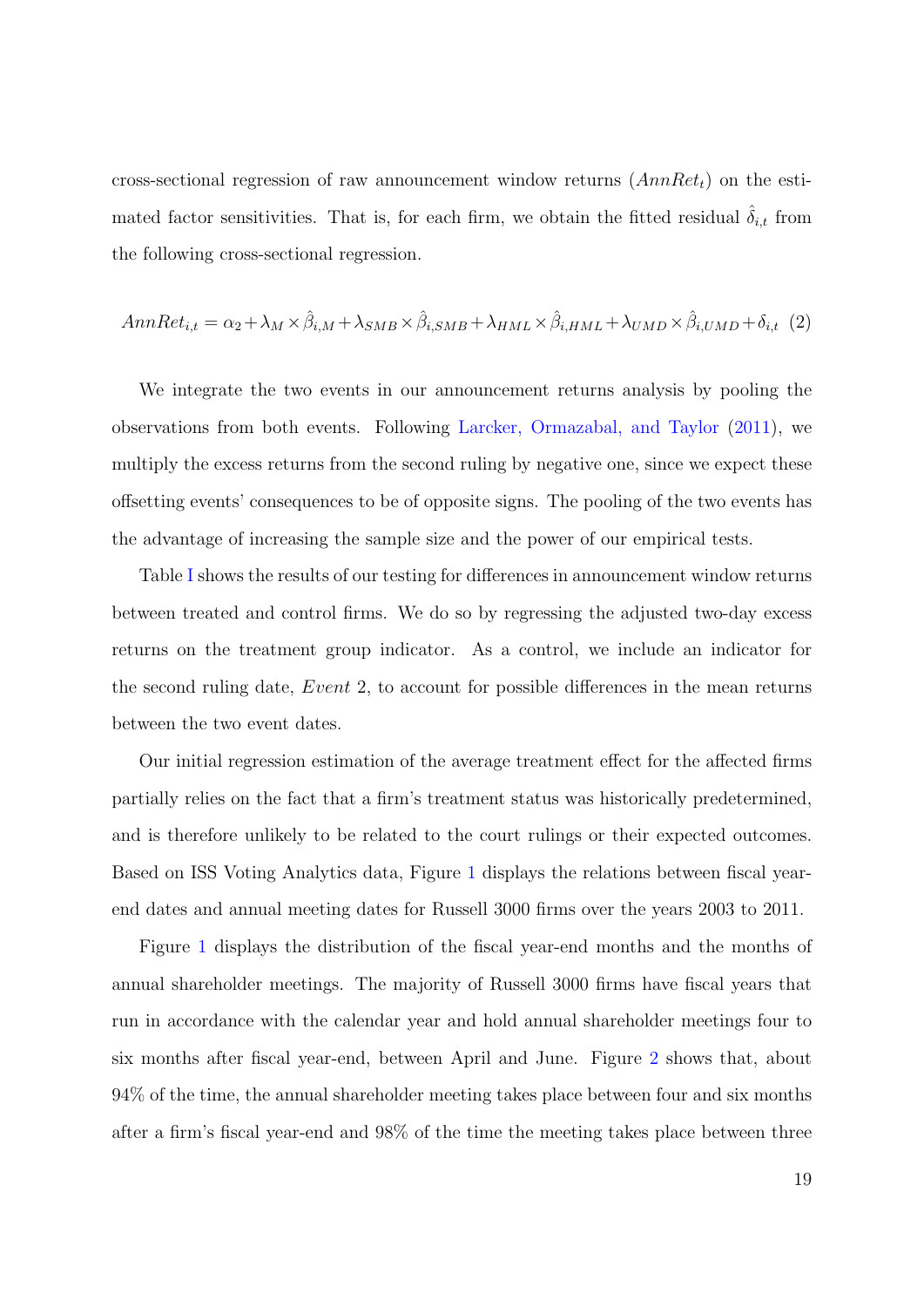cross-sectional regression of raw announcement window returns ($AnnRet_t$) on the estimated factor sensitivities. That is, for each firm, we obtain the fitted residual $\hat{\delta}_{i,t}$ from the following cross-sectional regression.

$$AnnRet_{i,t} = \alpha_2 + \lambda_M \times \hat{\beta}_{i,M} + \lambda_{SMB} \times \hat{\beta}_{i,SMB} + \lambda_{HML} \times \hat{\beta}_{i,HML} + \lambda_{UMD} \times \hat{\beta}_{i,UMD} + \delta_{i,t} \quad (2)$$

We integrate the two events in our announcement returns analysis by pooling the observations from both events. Following Larcker, Ormazabal, and Taylor (2011), we multiply the excess returns from the second ruling by negative one, since we expect these offsetting events' consequences to be of opposite signs. The pooling of the two events has the advantage of increasing the sample size and the power of our empirical tests.

Table I shows the results of our testing for differences in announcement window returns between treated and control firms. We do so by regressing the adjusted two-day excess returns on the treatment group indicator. As a control, we include an indicator for the second ruling date, *Event* 2, to account for possible differences in the mean returns between the two event dates.

Our initial regression estimation of the average treatment effect for the affected firms partially relies on the fact that a firm's treatment status was historically predetermined, and is therefore unlikely to be related to the court rulings or their expected outcomes. Based on ISS Voting Analytics data, Figure 1 displays the relations between fiscal year-end dates and annual meeting dates for Russell 3000 firms over the years 2003 to 2011.

Figure 1 displays the distribution of the fiscal year-end months and the months of annual shareholder meetings. The majority of Russell 3000 firms have fiscal years that run in accordance with the calendar year and hold annual shareholder meetings four to six months after fiscal year-end, between April and June. Figure 2 shows that, about 94% of the time, the annual shareholder meeting takes place between four and six months after a firm's fiscal year-end and 98% of the time the meeting takes place between three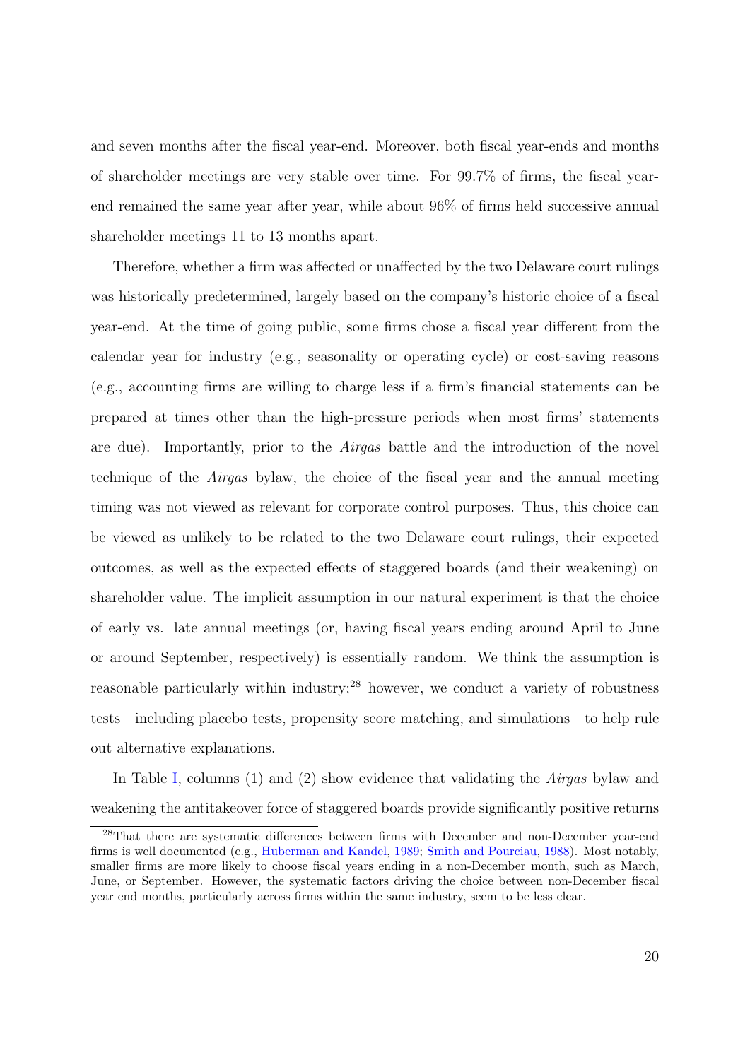and seven months after the fiscal year-end. Moreover, both fiscal year-ends and months of shareholder meetings are very stable over time. For 99.7% of firms, the fiscal year-end remained the same year after year, while about 96% of firms held successive annual shareholder meetings 11 to 13 months apart.

Therefore, whether a firm was affected or unaffected by the two Delaware court rulings was historically predetermined, largely based on the company's historic choice of a fiscal year-end. At the time of going public, some firms chose a fiscal year different from the calendar year for industry (e.g., seasonality or operating cycle) or cost-saving reasons (e.g., accounting firms are willing to charge less if a firm's financial statements can be prepared at times other than the high-pressure periods when most firms' statements are due). Importantly, prior to the *Airgas* battle and the introduction of the novel technique of the *Airgas* bylaw, the choice of the fiscal year and the annual meeting timing was not viewed as relevant for corporate control purposes. Thus, this choice can be viewed as unlikely to be related to the two Delaware court rulings, their expected outcomes, as well as the expected effects of staggered boards (and their weakening) on shareholder value. The implicit assumption in our natural experiment is that the choice of early vs. late annual meetings (or, having fiscal years ending around April to June or around September, respectively) is essentially random. We think the assumption is reasonable particularly within industry;[28] however, we conduct a variety of robustness tests—including placebo tests, propensity score matching, and simulations—to help rule out alternative explanations.

In Table I, columns (1) and (2) show evidence that validating the *Airgas* bylaw and weakening the antitakeover force of staggered boards provide significantly positive returns

[28] That there are systematic differences between firms with December and non-December year-end firms is well documented (e.g., Huberman and Kandel, 1989; Smith and Pourciau, 1988). Most notably, smaller firms are more likely to choose fiscal years ending in a non-December month, such as March, June, or September. However, the systematic factors driving the choice between non-December fiscal year end months, particularly across firms within the same industry, seem to be less clear.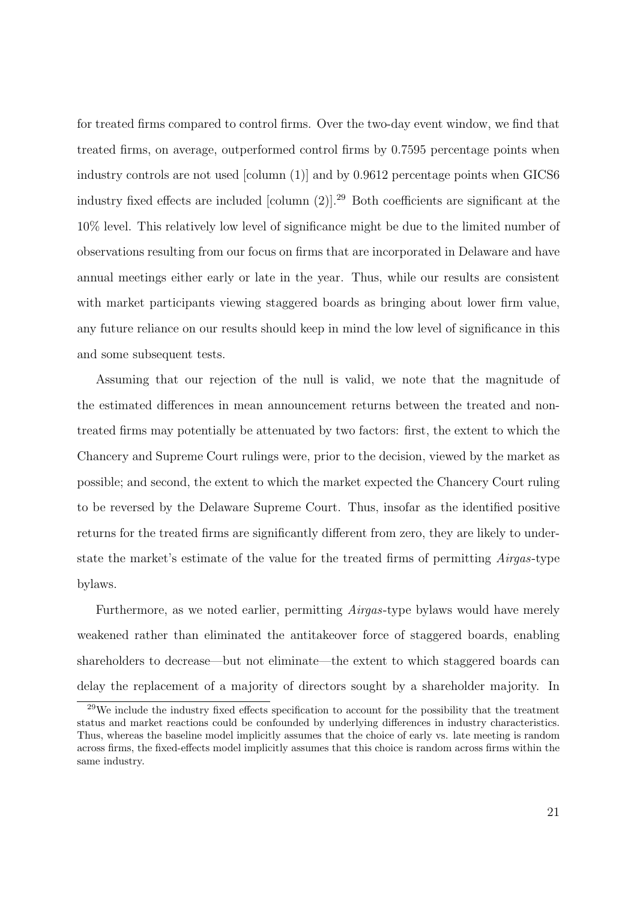for treated firms compared to control firms. Over the two-day event window, we find that treated firms, on average, outperformed control firms by 0.7595 percentage points when industry controls are not used [column (1)] and by 0.9612 percentage points when GICS6 industry fixed effects are included [column (2)].[29] Both coefficients are significant at the 10% level. This relatively low level of significance might be due to the limited number of observations resulting from our focus on firms that are incorporated in Delaware and have annual meetings either early or late in the year. Thus, while our results are consistent with market participants viewing staggered boards as bringing about lower firm value, any future reliance on our results should keep in mind the low level of significance in this and some subsequent tests.

Assuming that our rejection of the null is valid, we note that the magnitude of the estimated differences in mean announcement returns between the treated and non-treated firms may potentially be attenuated by two factors: first, the extent to which the Chancery and Supreme Court rulings were, prior to the decision, viewed by the market as possible; and second, the extent to which the market expected the Chancery Court ruling to be reversed by the Delaware Supreme Court. Thus, insofar as the identified positive returns for the treated firms are significantly different from zero, they are likely to understate the market's estimate of the value for the treated firms of permitting *Airgas*-type bylaws.

Furthermore, as we noted earlier, permitting *Airgas*-type bylaws would have merely weakened rather than eliminated the antitakeover force of staggered boards, enabling shareholders to decrease—but not eliminate—the extent to which staggered boards can delay the replacement of a majority of directors sought by a shareholder majority. In

[29] We include the industry fixed effects specification to account for the possibility that the treatment status and market reactions could be confounded by underlying differences in industry characteristics. Thus, whereas the baseline model implicitly assumes that the choice of early vs. late meeting is random across firms, the fixed-effects model implicitly assumes that this choice is random across firms within the same industry.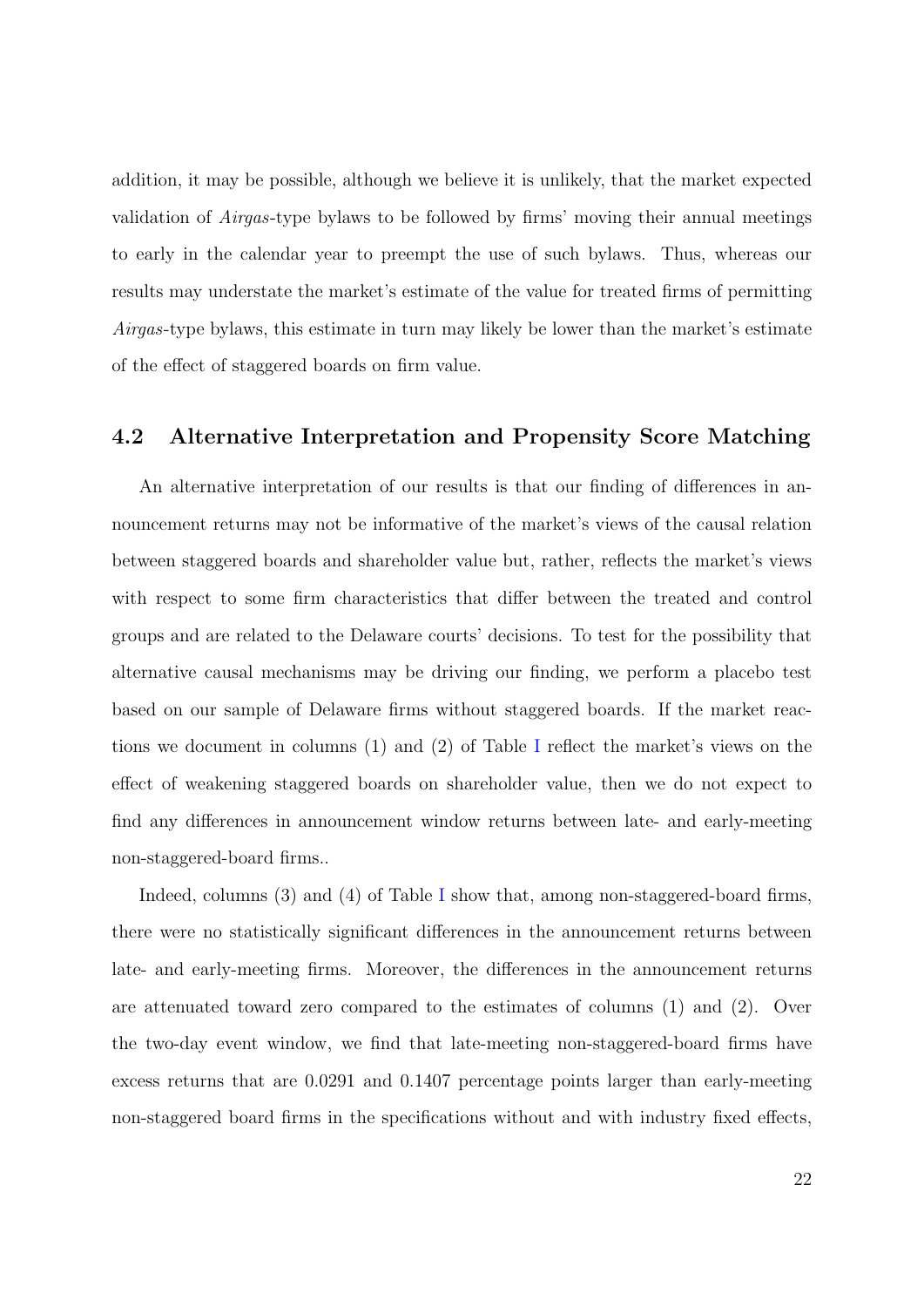addition, it may be possible, although we believe it is unlikely, that the market expected validation of *Airgas*-type bylaws to be followed by firms' moving their annual meetings to early in the calendar year to preempt the use of such bylaws. Thus, whereas our results may understate the market's estimate of the value for treated firms of permitting *Airgas*-type bylaws, this estimate in turn may likely be lower than the market's estimate of the effect of staggered boards on firm value.

## 4.2 Alternative Interpretation and Propensity Score Matching

An alternative interpretation of our results is that our finding of differences in announcement returns may not be informative of the market's views of the causal relation between staggered boards and shareholder value but, rather, reflects the market's views with respect to some firm characteristics that differ between the treated and control groups and are related to the Delaware courts' decisions. To test for the possibility that alternative causal mechanisms may be driving our finding, we perform a placebo test based on our sample of Delaware firms without staggered boards. If the market reactions we document in columns (1) and (2) of Table I reflect the market's views on the effect of weakening staggered boards on shareholder value, then we do not expect to find any differences in announcement window returns between late- and early-meeting non-staggered-board firms..

Indeed, columns (3) and (4) of Table I show that, among non-staggered-board firms, there were no statistically significant differences in the announcement returns between late- and early-meeting firms. Moreover, the differences in the announcement returns are attenuated toward zero compared to the estimates of columns (1) and (2). Over the two-day event window, we find that late-meeting non-staggered-board firms have excess returns that are 0.0291 and 0.1407 percentage points larger than early-meeting non-staggered board firms in the specifications without and with industry fixed effects,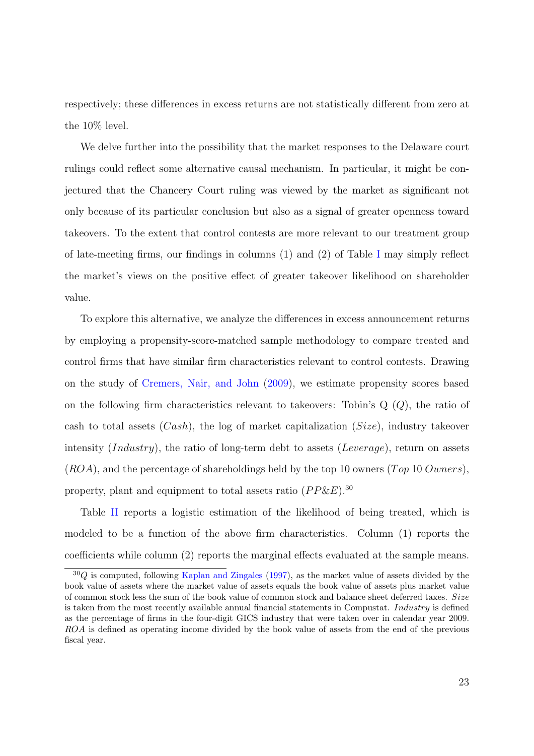respectively; these differences in excess returns are not statistically different from zero at the 10% level.

We delve further into the possibility that the market responses to the Delaware court rulings could reflect some alternative causal mechanism. In particular, it might be conjectured that the Chancery Court ruling was viewed by the market as significant not only because of its particular conclusion but also as a signal of greater openness toward takeovers. To the extent that control contests are more relevant to our treatment group of late-meeting firms, our findings in columns (1) and (2) of Table I may simply reflect the market's views on the positive effect of greater takeover likelihood on shareholder value.

To explore this alternative, we analyze the differences in excess announcement returns by employing a propensity-score-matched sample methodology to compare treated and control firms that have similar firm characteristics relevant to control contests. Drawing on the study of Cremers, Nair, and John (2009), we estimate propensity scores based on the following firm characteristics relevant to takeovers: Tobin's Q ($Q$), the ratio of cash to total assets ($Cash$), the log of market capitalization ($Size$), industry takeover intensity ($Industry$), the ratio of long-term debt to assets ($Leverage$), return on assets ($ROA$), and the percentage of shareholdings held by the top 10 owners ($Top\ 10\ Owners$), property, plant and equipment to total assets ratio ($PP\&E$).[30]

Table II reports a logistic estimation of the likelihood of being treated, which is modeled to be a function of the above firm characteristics. Column (1) reports the coefficients while column (2) reports the marginal effects evaluated at the sample means.

[30] $Q$ is computed, following Kaplan and Zingales (1997), as the market value of assets divided by the book value of assets where the market value of assets equals the book value of assets plus market value of common stock less the sum of the book value of common stock and balance sheet deferred taxes. $Size$ is taken from the most recently available annual financial statements in Compustat. $Industry$ is defined as the percentage of firms in the four-digit GICS industry that were taken over in calendar year 2009. $ROA$ is defined as operating income divided by the book value of assets from the end of the previous fiscal year.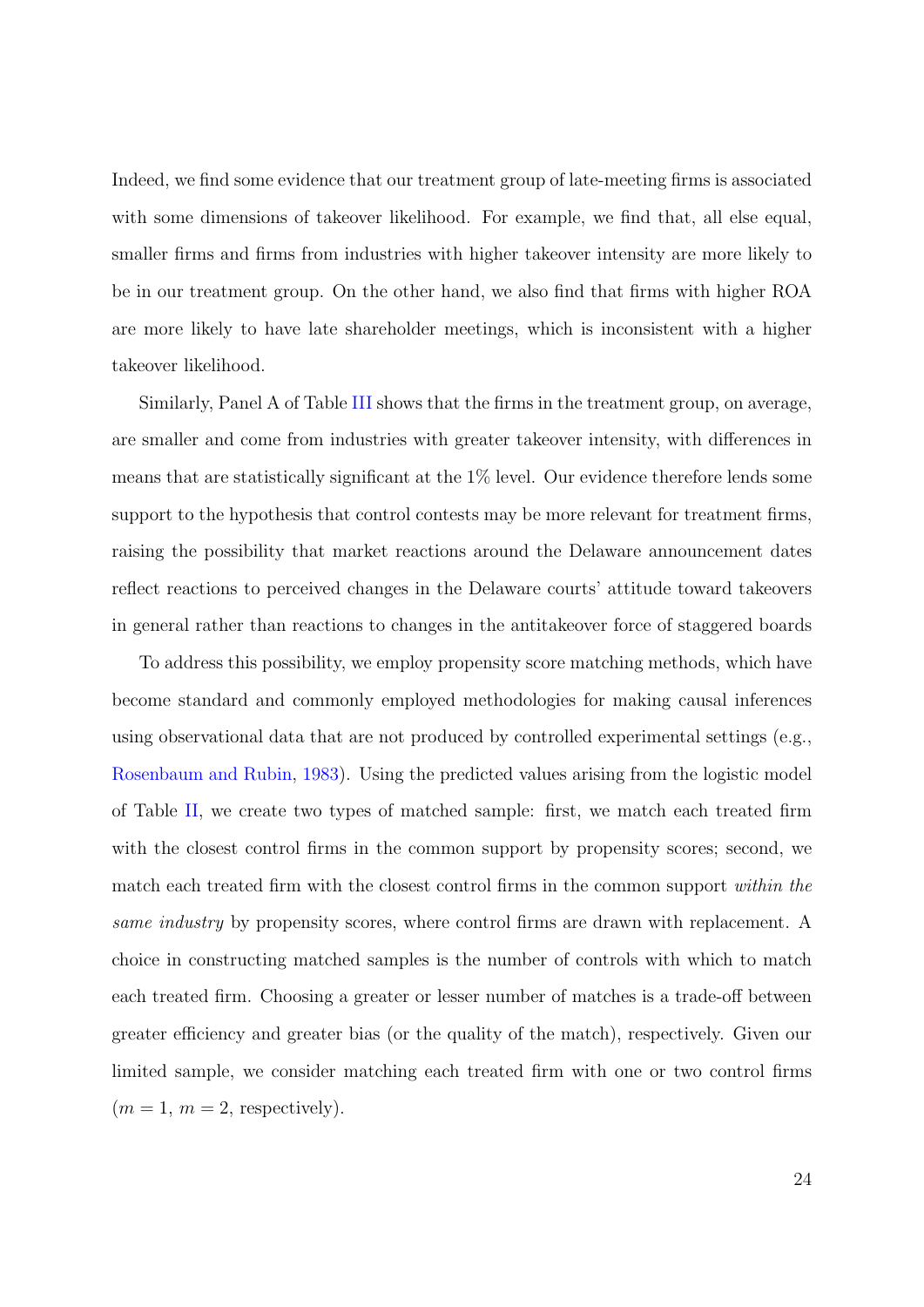Indeed, we find some evidence that our treatment group of late-meeting firms is associated with some dimensions of takeover likelihood. For example, we find that, all else equal, smaller firms and firms from industries with higher takeover intensity are more likely to be in our treatment group. On the other hand, we also find that firms with higher ROA are more likely to have late shareholder meetings, which is inconsistent with a higher takeover likelihood.

Similarly, Panel A of Table III shows that the firms in the treatment group, on average, are smaller and come from industries with greater takeover intensity, with differences in means that are statistically significant at the 1% level. Our evidence therefore lends some support to the hypothesis that control contests may be more relevant for treatment firms, raising the possibility that market reactions around the Delaware announcement dates reflect reactions to perceived changes in the Delaware courts' attitude toward takeovers in general rather than reactions to changes in the antitakeover force of staggered boards

To address this possibility, we employ propensity score matching methods, which have become standard and commonly employed methodologies for making causal inferences using observational data that are not produced by controlled experimental settings (e.g., Rosenbaum and Rubin, 1983). Using the predicted values arising from the logistic model of Table II, we create two types of matched sample: first, we match each treated firm with the closest control firms in the common support by propensity scores; second, we match each treated firm with the closest control firms in the common support *within the same industry* by propensity scores, where control firms are drawn with replacement. A choice in constructing matched samples is the number of controls with which to match each treated firm. Choosing a greater or lesser number of matches is a trade-off between greater efficiency and greater bias (or the quality of the match), respectively. Given our limited sample, we consider matching each treated firm with one or two control firms ($m = 1$, $m = 2$, respectively).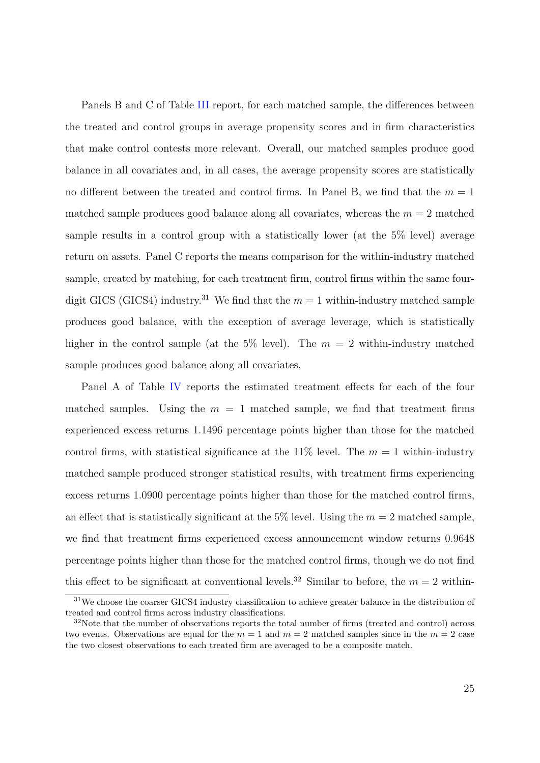Panels B and C of Table III report, for each matched sample, the differences between the treated and control groups in average propensity scores and in firm characteristics that make control contests more relevant. Overall, our matched samples produce good balance in all covariates and, in all cases, the average propensity scores are statistically no different between the treated and control firms. In Panel B, we find that the $m = 1$ matched sample produces good balance along all covariates, whereas the $m = 2$ matched sample results in a control group with a statistically lower (at the 5% level) average return on assets. Panel C reports the means comparison for the within-industry matched sample, created by matching, for each treatment firm, control firms within the same four-digit GICS (GICS4) industry.[31] We find that the $m = 1$ within-industry matched sample produces good balance, with the exception of average leverage, which is statistically higher in the control sample (at the 5% level). The $m = 2$ within-industry matched sample produces good balance along all covariates.

Panel A of Table IV reports the estimated treatment effects for each of the four matched samples. Using the $m = 1$ matched sample, we find that treatment firms experienced excess returns 1.1496 percentage points higher than those for the matched control firms, with statistical significance at the 11% level. The $m = 1$ within-industry matched sample produced stronger statistical results, with treatment firms experiencing excess returns 1.0900 percentage points higher than those for the matched control firms, an effect that is statistically significant at the 5% level. Using the $m = 2$ matched sample, we find that treatment firms experienced excess announcement window returns 0.9648 percentage points higher than those for the matched control firms, though we do not find this effect to be significant at conventional levels.[32] Similar to before, the $m = 2$ within-

[31] We choose the coarser GICS4 industry classification to achieve greater balance in the distribution of treated and control firms across industry classifications.

[32] Note that the number of observations reports the total number of firms (treated and control) across two events. Observations are equal for the $m = 1$ and $m = 2$ matched samples since in the $m = 2$ case the two closest observations to each treated firm are averaged to be a composite match.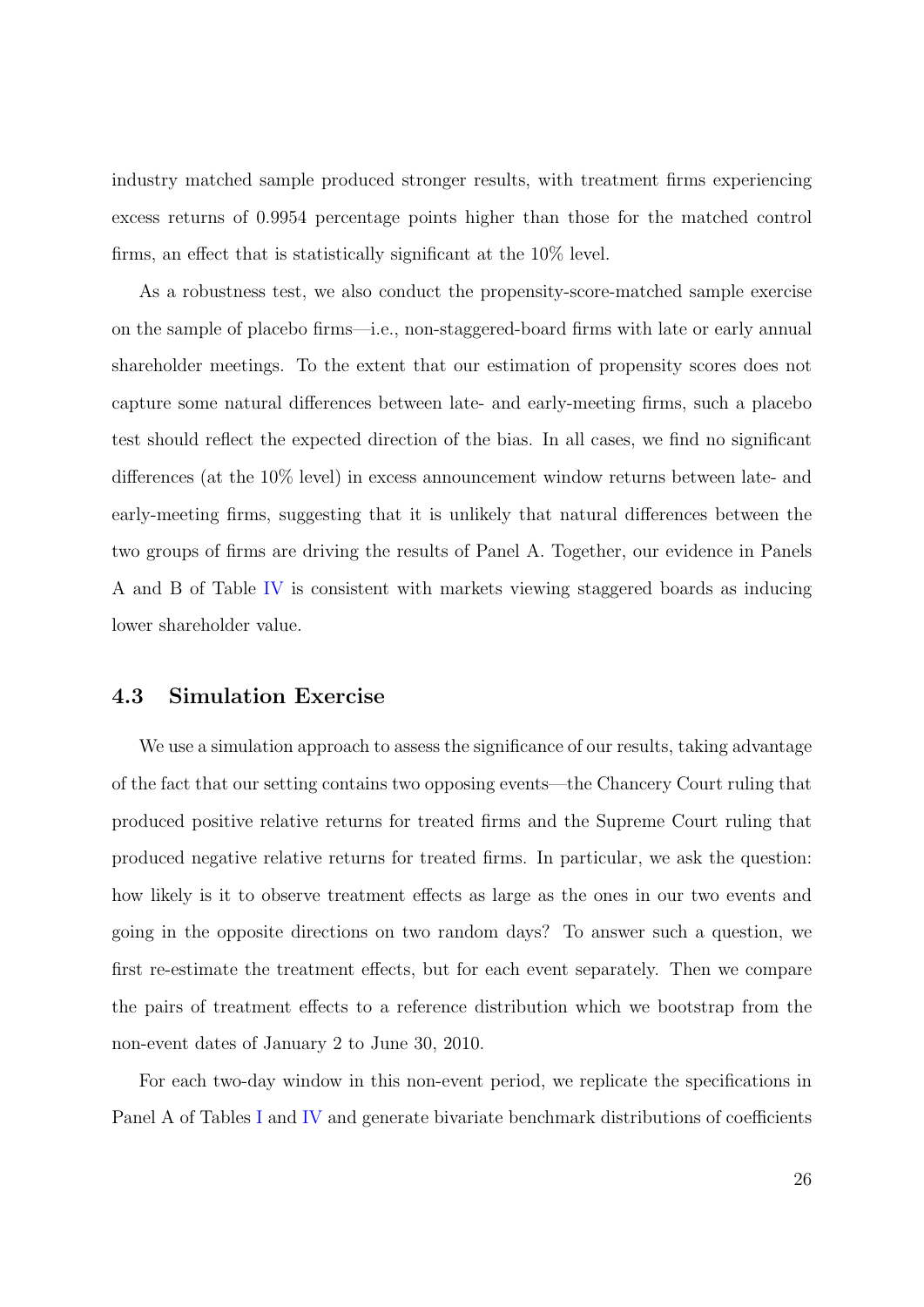industry matched sample produced stronger results, with treatment firms experiencing excess returns of 0.9954 percentage points higher than those for the matched control firms, an effect that is statistically significant at the 10% level.

As a robustness test, we also conduct the propensity-score-matched sample exercise on the sample of placebo firms—i.e., non-staggered-board firms with late or early annual shareholder meetings. To the extent that our estimation of propensity scores does not capture some natural differences between late- and early-meeting firms, such a placebo test should reflect the expected direction of the bias. In all cases, we find no significant differences (at the 10% level) in excess announcement window returns between late- and early-meeting firms, suggesting that it is unlikely that natural differences between the two groups of firms are driving the results of Panel A. Together, our evidence in Panels A and B of Table IV is consistent with markets viewing staggered boards as inducing lower shareholder value.

### 4.3 Simulation Exercise

We use a simulation approach to assess the significance of our results, taking advantage of the fact that our setting contains two opposing events—the Chancery Court ruling that produced positive relative returns for treated firms and the Supreme Court ruling that produced negative relative returns for treated firms. In particular, we ask the question: how likely is it to observe treatment effects as large as the ones in our two events and going in the opposite directions on two random days? To answer such a question, we first re-estimate the treatment effects, but for each event separately. Then we compare the pairs of treatment effects to a reference distribution which we bootstrap from the non-event dates of January 2 to June 30, 2010.

For each two-day window in this non-event period, we replicate the specifications in Panel A of Tables I and IV and generate bivariate benchmark distributions of coefficients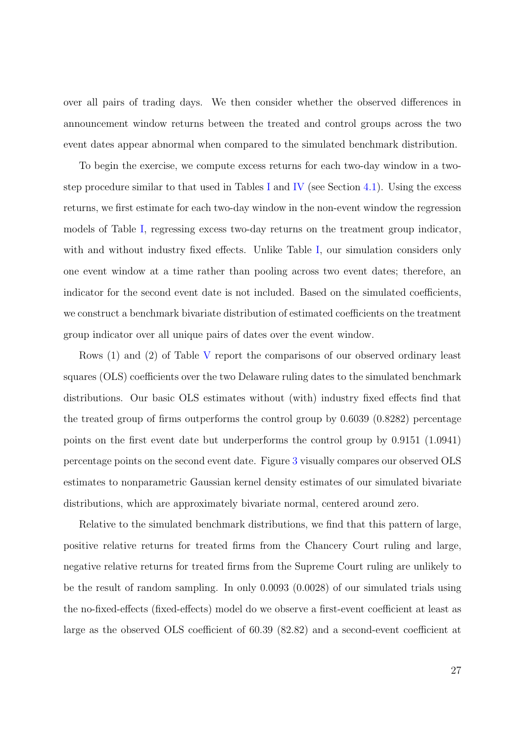over all pairs of trading days. We then consider whether the observed differences in announcement window returns between the treated and control groups across the two event dates appear abnormal when compared to the simulated benchmark distribution.

To begin the exercise, we compute excess returns for each two-day window in a two-step procedure similar to that used in Tables I and IV (see Section 4.1). Using the excess returns, we first estimate for each two-day window in the non-event window the regression models of Table I, regressing excess two-day returns on the treatment group indicator, with and without industry fixed effects. Unlike Table I, our simulation considers only one event window at a time rather than pooling across two event dates; therefore, an indicator for the second event date is not included. Based on the simulated coefficients, we construct a benchmark bivariate distribution of estimated coefficients on the treatment group indicator over all unique pairs of dates over the event window.

Rows (1) and (2) of Table V report the comparisons of our observed ordinary least squares (OLS) coefficients over the two Delaware ruling dates to the simulated benchmark distributions. Our basic OLS estimates without (with) industry fixed effects find that the treated group of firms outperforms the control group by 0.6039 (0.8282) percentage points on the first event date but underperforms the control group by 0.9151 (1.0941) percentage points on the second event date. Figure 3 visually compares our observed OLS estimates to nonparametric Gaussian kernel density estimates of our simulated bivariate distributions, which are approximately bivariate normal, centered around zero.

Relative to the simulated benchmark distributions, we find that this pattern of large, positive relative returns for treated firms from the Chancery Court ruling and large, negative relative returns for treated firms from the Supreme Court ruling are unlikely to be the result of random sampling. In only 0.0093 (0.0028) of our simulated trials using the no-fixed-effects (fixed-effects) model do we observe a first-event coefficient at least as large as the observed OLS coefficient of 60.39 (82.82) and a second-event coefficient at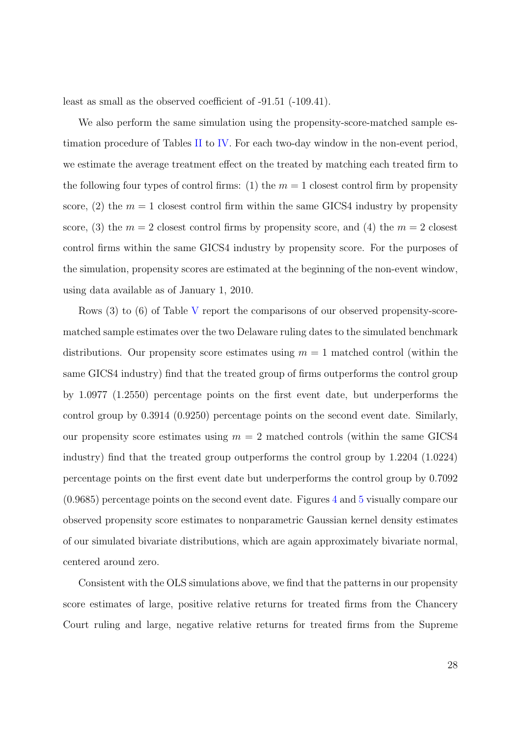least as small as the observed coefficient of -91.51 (-109.41).

We also perform the same simulation using the propensity-score-matched sample estimation procedure of Tables II to IV. For each two-day window in the non-event period, we estimate the average treatment effect on the treated by matching each treated firm to the following four types of control firms: (1) the $m = 1$ closest control firm by propensity score, (2) the $m = 1$ closest control firm within the same GICS4 industry by propensity score, (3) the $m = 2$ closest control firms by propensity score, and (4) the $m = 2$ closest control firms within the same GICS4 industry by propensity score. For the purposes of the simulation, propensity scores are estimated at the beginning of the non-event window, using data available as of January 1, 2010.

Rows (3) to (6) of Table V report the comparisons of our observed propensity-score-matched sample estimates over the two Delaware ruling dates to the simulated benchmark distributions. Our propensity score estimates using $m = 1$ matched control (within the same GICS4 industry) find that the treated group of firms outperforms the control group by 1.0977 (1.2550) percentage points on the first event date, but underperforms the control group by 0.3914 (0.9250) percentage points on the second event date. Similarly, our propensity score estimates using $m = 2$ matched controls (within the same GICS4 industry) find that the treated group outperforms the control group by 1.2204 (1.0224) percentage points on the first event date but underperforms the control group by 0.7092 (0.9685) percentage points on the second event date. Figures 4 and 5 visually compare our observed propensity score estimates to nonparametric Gaussian kernel density estimates of our simulated bivariate distributions, which are again approximately bivariate normal, centered around zero.

Consistent with the OLS simulations above, we find that the patterns in our propensity score estimates of large, positive relative returns for treated firms from the Chancery Court ruling and large, negative relative returns for treated firms from the Supreme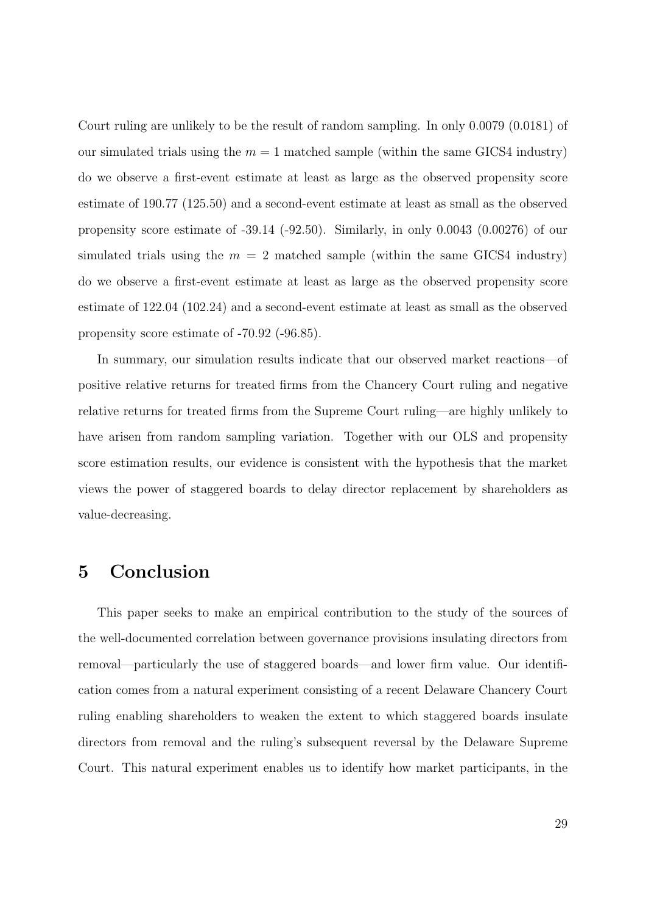Court ruling are unlikely to be the result of random sampling. In only 0.0079 (0.0181) of our simulated trials using the $m = 1$ matched sample (within the same GICS4 industry) do we observe a first-event estimate at least as large as the observed propensity score estimate of 190.77 (125.50) and a second-event estimate at least as small as the observed propensity score estimate of -39.14 (-92.50). Similarly, in only 0.0043 (0.00276) of our simulated trials using the $m = 2$ matched sample (within the same GICS4 industry) do we observe a first-event estimate at least as large as the observed propensity score estimate of 122.04 (102.24) and a second-event estimate at least as small as the observed propensity score estimate of -70.92 (-96.85).

In summary, our simulation results indicate that our observed market reactions—of positive relative returns for treated firms from the Chancery Court ruling and negative relative returns for treated firms from the Supreme Court ruling—are highly unlikely to have arisen from random sampling variation. Together with our OLS and propensity score estimation results, our evidence is consistent with the hypothesis that the market views the power of staggered boards to delay director replacement by shareholders as value-decreasing.

# 5 Conclusion

This paper seeks to make an empirical contribution to the study of the sources of the well-documented correlation between governance provisions insulating directors from removal—particularly the use of staggered boards—and lower firm value. Our identification comes from a natural experiment consisting of a recent Delaware Chancery Court ruling enabling shareholders to weaken the extent to which staggered boards insulate directors from removal and the ruling's subsequent reversal by the Delaware Supreme Court. This natural experiment enables us to identify how market participants, in the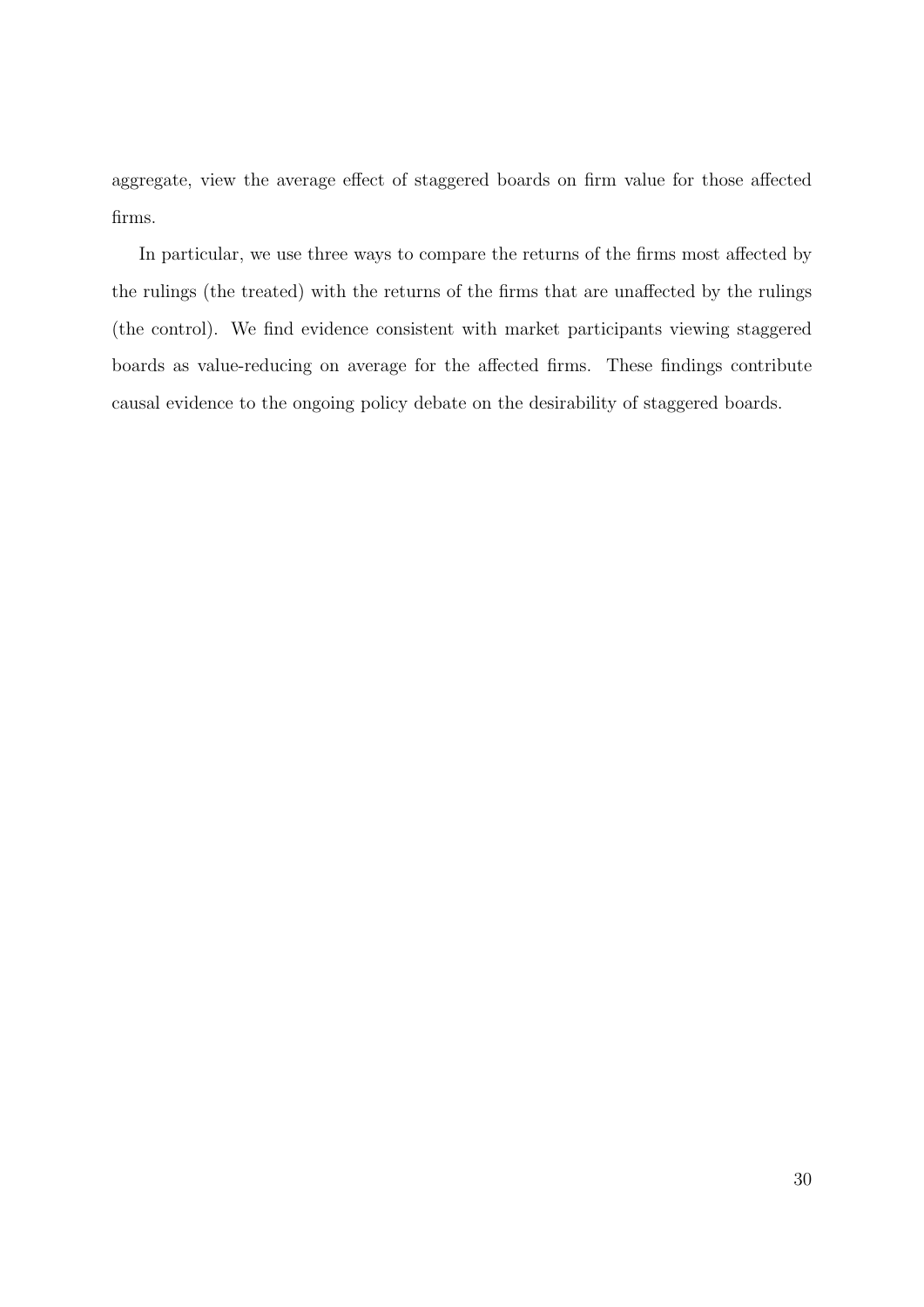aggregate, view the average effect of staggered boards on firm value for those affected firms.

In particular, we use three ways to compare the returns of the firms most affected by the rulings (the treated) with the returns of the firms that are unaffected by the rulings (the control). We find evidence consistent with market participants viewing staggered boards as value-reducing on average for the affected firms. These findings contribute causal evidence to the ongoing policy debate on the desirability of staggered boards.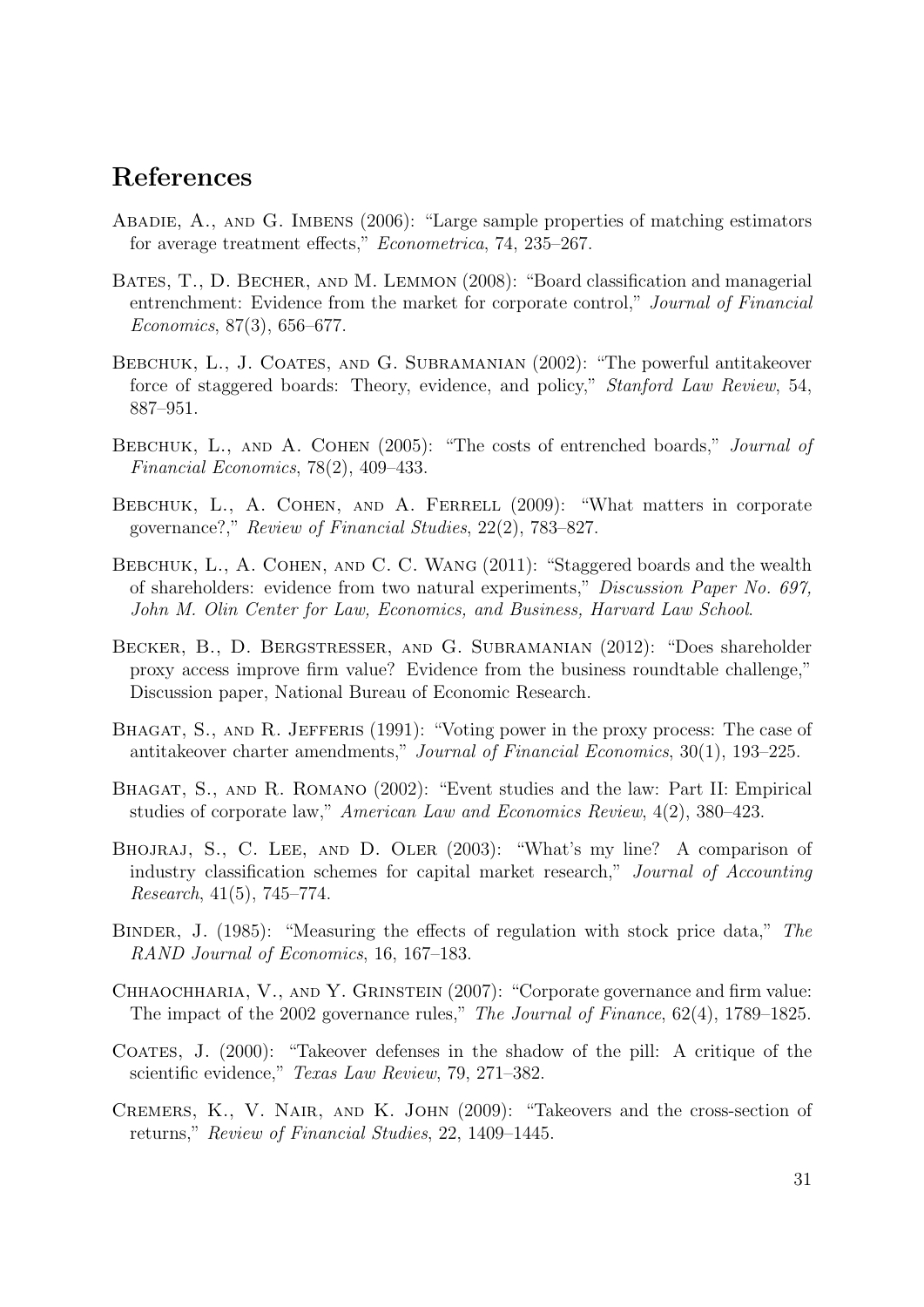## References

Abadie, A., and G. Imbens (2006): "Large sample properties of matching estimators for average treatment effects," *Econometrica*, 74, 235–267.

Bates, T., D. Becher, and M. Lemmon (2008): "Board classification and managerial entrenchment: Evidence from the market for corporate control," *Journal of Financial Economics*, 87(3), 656–677.

Bebchuk, L., J. Coates, and G. Subramanian (2002): "The powerful antitakeover force of staggered boards: Theory, evidence, and policy," *Stanford Law Review*, 54, 887–951.

Bebchuk, L., and A. Cohen (2005): "The costs of entrenched boards," *Journal of Financial Economics*, 78(2), 409–433.

Bebchuk, L., A. Cohen, and A. Ferrell (2009): "What matters in corporate governance?," *Review of Financial Studies*, 22(2), 783–827.

Bebchuk, L., A. Cohen, and C. C. Wang (2011): "Staggered boards and the wealth of shareholders: evidence from two natural experiments," *Discussion Paper No. 697, John M. Olin Center for Law, Economics, and Business, Harvard Law School*.

Becker, B., D. Bergstresser, and G. Subramanian (2012): "Does shareholder proxy access improve firm value? Evidence from the business roundtable challenge," Discussion paper, National Bureau of Economic Research.

Bhagat, S., and R. Jefferis (1991): "Voting power in the proxy process: The case of antitakeover charter amendments," *Journal of Financial Economics*, 30(1), 193–225.

Bhagat, S., and R. Romano (2002): "Event studies and the law: Part II: Empirical studies of corporate law," *American Law and Economics Review*, 4(2), 380–423.

Bhojraj, S., C. Lee, and D. Oler (2003): "What's my line? A comparison of industry classification schemes for capital market research," *Journal of Accounting Research*, 41(5), 745–774.

Binder, J. (1985): "Measuring the effects of regulation with stock price data," *The RAND Journal of Economics*, 16, 167–183.

Chhaochharia, V., and Y. Grinstein (2007): "Corporate governance and firm value: The impact of the 2002 governance rules," *The Journal of Finance*, 62(4), 1789–1825.

Coates, J. (2000): "Takeover defenses in the shadow of the pill: A critique of the scientific evidence," *Texas Law Review*, 79, 271–382.

Cremers, K., V. Nair, and K. John (2009): "Takeovers and the cross-section of returns," *Review of Financial Studies*, 22, 1409–1445.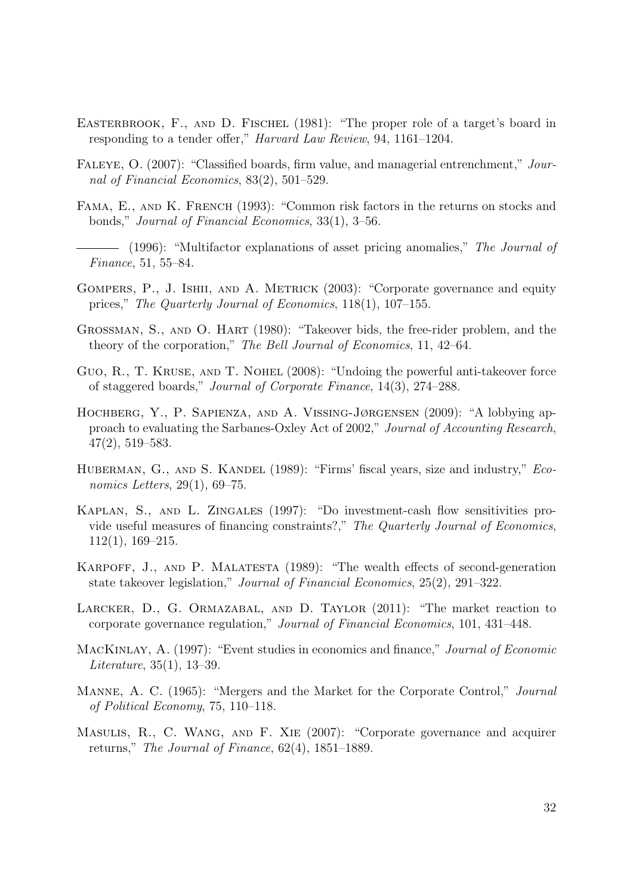Easterbrook, F., and D. Fischel (1981): "The proper role of a target's board in responding to a tender offer," *Harvard Law Review*, 94, 1161–1204.

Faleye, O. (2007): "Classified boards, firm value, and managerial entrenchment," *Journal of Financial Economics*, 83(2), 501–529.

Fama, E., and K. French (1993): "Common risk factors in the returns on stocks and bonds," *Journal of Financial Economics*, 33(1), 3–56.

——— (1996): "Multifactor explanations of asset pricing anomalies," *The Journal of Finance*, 51, 55–84.

Gompers, P., J. Ishii, and A. Metrick (2003): "Corporate governance and equity prices," *The Quarterly Journal of Economics*, 118(1), 107–155.

Grossman, S., and O. Hart (1980): "Takeover bids, the free-rider problem, and the theory of the corporation," *The Bell Journal of Economics*, 11, 42–64.

Guo, R., T. Kruse, and T. Nohel (2008): "Undoing the powerful anti-takeover force of staggered boards," *Journal of Corporate Finance*, 14(3), 274–288.

Hochberg, Y., P. Sapienza, and A. Vissing-Jørgensen (2009): "A lobbying approach to evaluating the Sarbanes-Oxley Act of 2002," *Journal of Accounting Research*, 47(2), 519–583.

Huberman, G., and S. Kandel (1989): "Firms' fiscal years, size and industry," *Economics Letters*, 29(1), 69–75.

Kaplan, S., and L. Zingales (1997): "Do investment-cash flow sensitivities provide useful measures of financing constraints?," *The Quarterly Journal of Economics*, 112(1), 169–215.

Karpoff, J., and P. Malatesta (1989): "The wealth effects of second-generation state takeover legislation," *Journal of Financial Economics*, 25(2), 291–322.

Larcker, D., G. Ormazabal, and D. Taylor (2011): "The market reaction to corporate governance regulation," *Journal of Financial Economics*, 101, 431–448.

MacKinlay, A. (1997): "Event studies in economics and finance," *Journal of Economic Literature*, 35(1), 13–39.

Manne, A. C. (1965): "Mergers and the Market for the Corporate Control," *Journal of Political Economy*, 75, 110–118.

Masulis, R., C. Wang, and F. Xie (2007): "Corporate governance and acquirer returns," *The Journal of Finance*, 62(4), 1851–1889.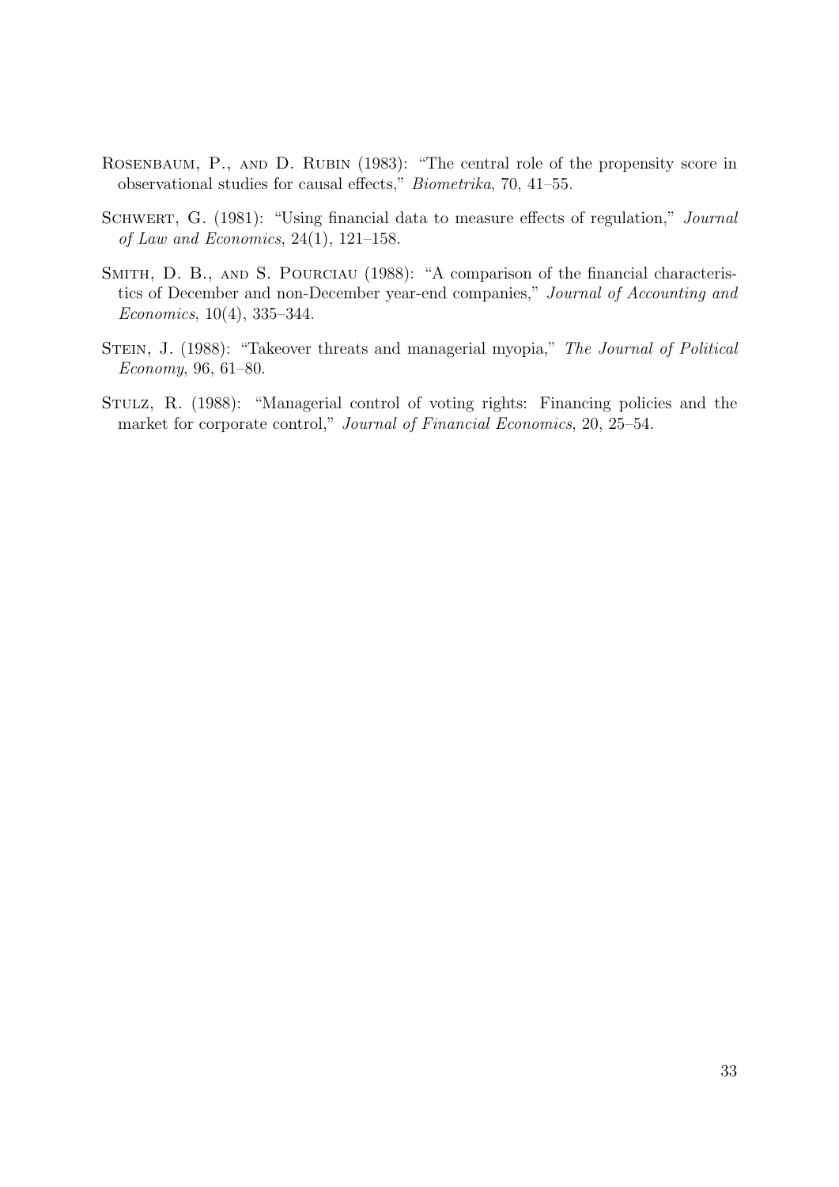Rosenbaum, P., and D. Rubin (1983): "The central role of the propensity score in observational studies for causal effects," *Biometrika*, 70, 41–55.

Schwert, G. (1981): "Using financial data to measure effects of regulation," *Journal of Law and Economics*, 24(1), 121–158.

Smith, D. B., and S. Pourciau (1988): "A comparison of the financial characteristics of December and non-December year-end companies," *Journal of Accounting and Economics*, 10(4), 335–344.

Stein, J. (1988): "Takeover threats and managerial myopia," *The Journal of Political Economy*, 96, 61–80.

Stulz, R. (1988): "Managerial control of voting rights: Financing policies and the market for corporate control," *Journal of Financial Economics*, 20, 25–54.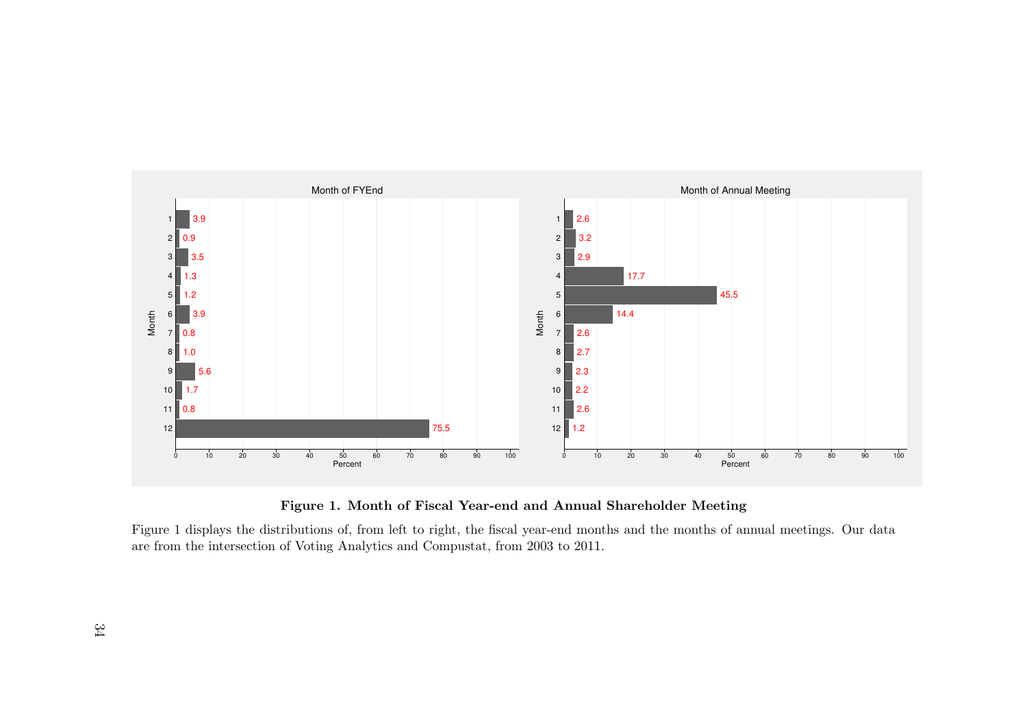**Figure 1. Month of Fiscal Year-end and Annual Shareholder Meeting**

Figure 1 displays the distributions of, from left to right, the fiscal year-end months and the months of annual meetings. Our data are from the intersection of Voting Analytics and Compustat, from 2003 to 2011.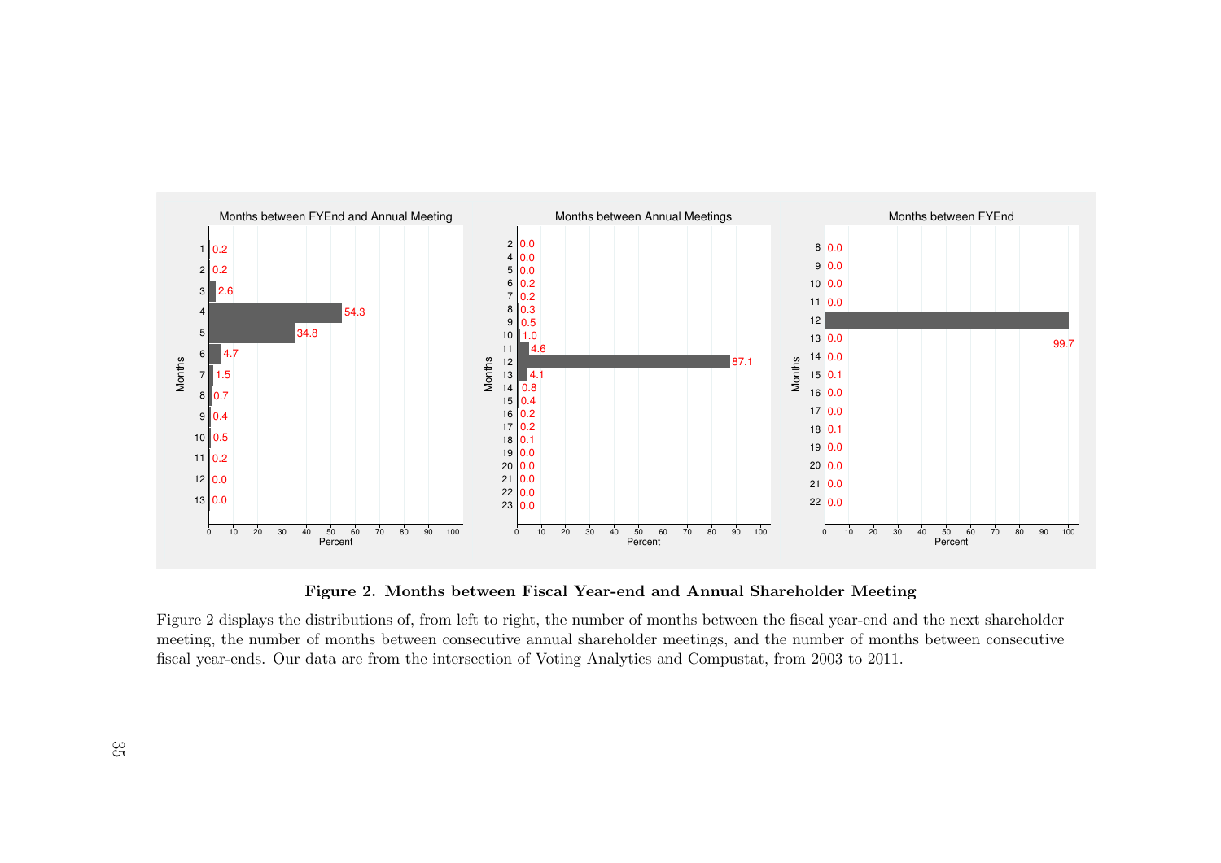**Figure 2. Months between Fiscal Year-end and Annual Shareholder Meeting**

Figure 2 displays the distributions of, from left to right, the number of months between the fiscal year-end and the next shareholder meeting, the number of months between consecutive annual shareholder meetings, and the number of months between consecutive fiscal year-ends. Our data are from the intersection of Voting Analytics and Compustat, from 2003 to 2011.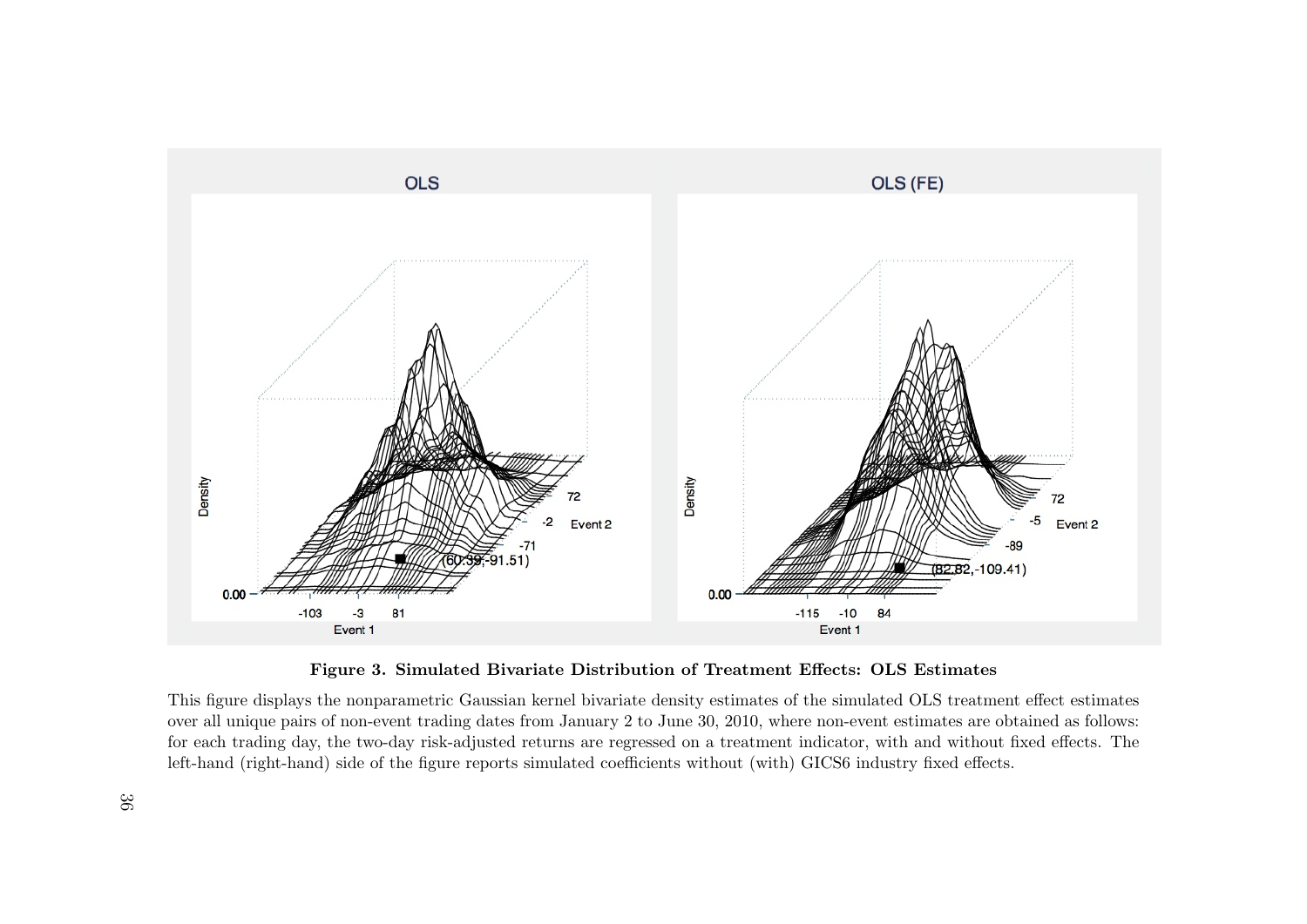**Figure 3. Simulated Bivariate Distribution of Treatment Effects: OLS Estimates**

This figure displays the nonparametric Gaussian kernel bivariate density estimates of the simulated OLS treatment effect estimates over all unique pairs of non-event trading dates from January 2 to June 30, 2010, where non-event estimates are obtained as follows: for each trading day, the two-day risk-adjusted returns are regressed on a treatment indicator, with and without fixed effects. The left-hand (right-hand) side of the figure reports simulated coefficients without (with) GICS6 industry fixed effects.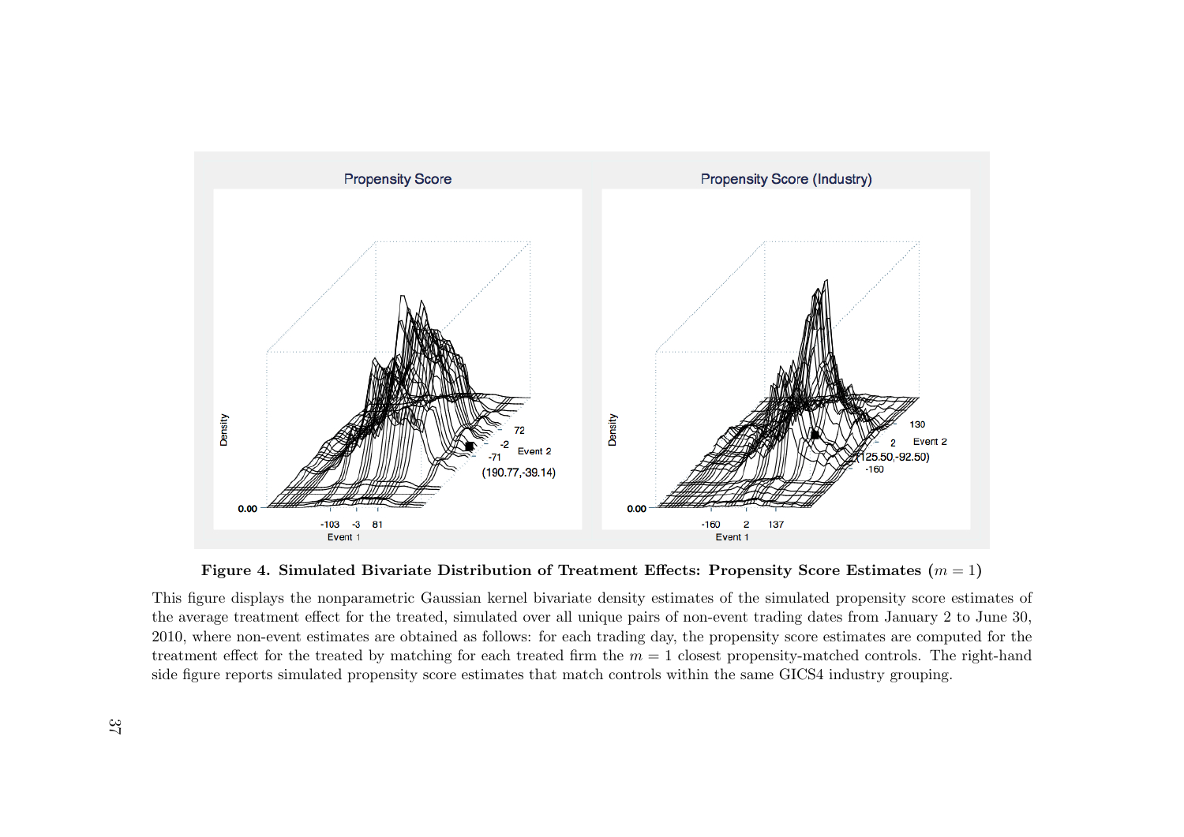**Figure 4. Simulated Bivariate Distribution of Treatment Effects: Propensity Score Estimates ($m = 1$)**

This figure displays the nonparametric Gaussian kernel bivariate density estimates of the simulated propensity score estimates of the average treatment effect for the treated, simulated over all unique pairs of non-event trading dates from January 2 to June 30, 2010, where non-event estimates are obtained as follows: for each trading day, the propensity score estimates are computed for the treatment effect for the treated by matching for each treated firm the $m = 1$ closest propensity-matched controls. The right-hand side figure reports simulated propensity score estimates that match controls within the same GICS4 industry grouping.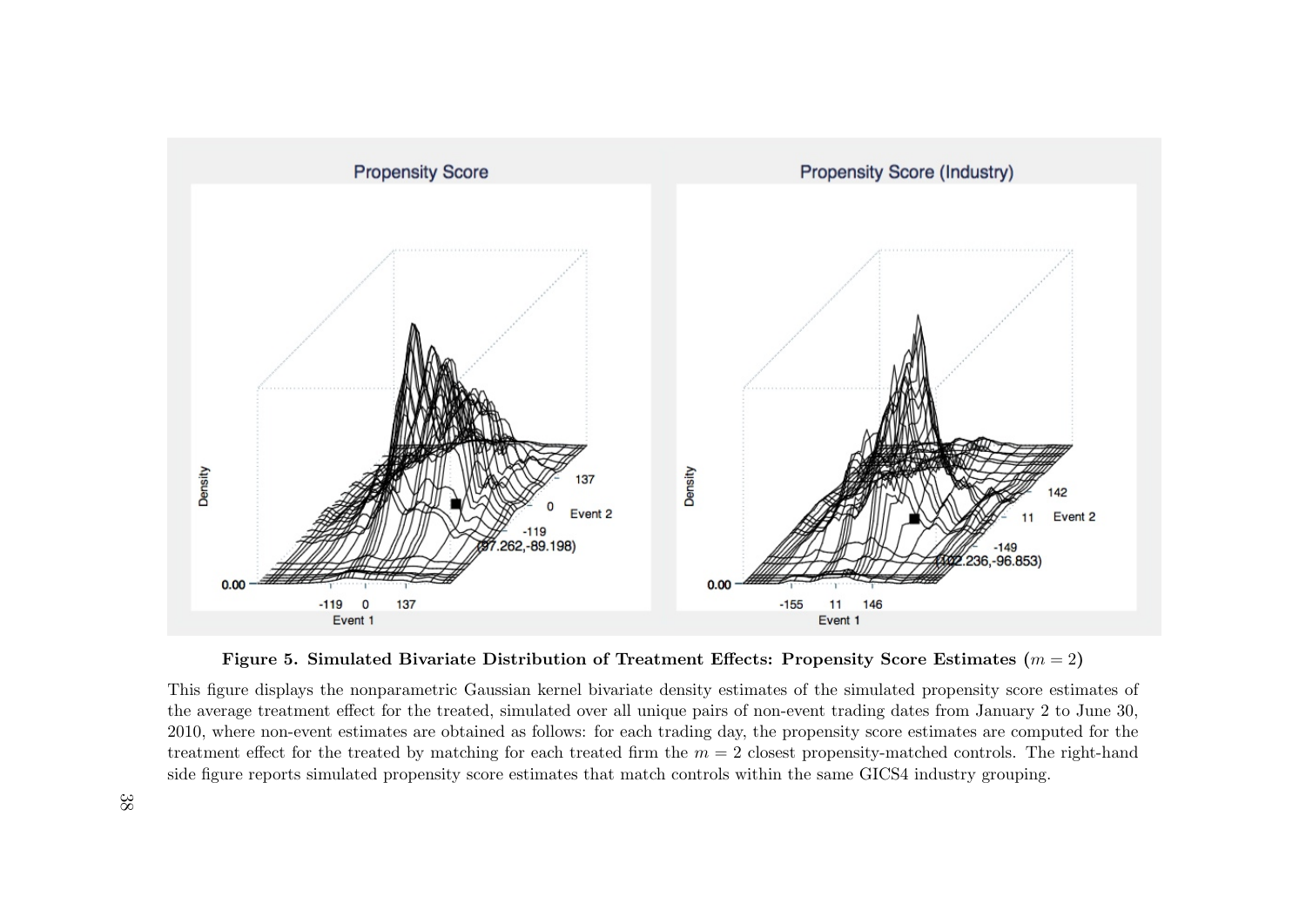**Figure 5. Simulated Bivariate Distribution of Treatment Effects: Propensity Score Estimates ($m = 2$)**

This figure displays the nonparametric Gaussian kernel bivariate density estimates of the simulated propensity score estimates of the average treatment effect for the treated, simulated over all unique pairs of non-event trading dates from January 2 to June 30, 2010, where non-event estimates are obtained as follows: for each trading day, the propensity score estimates are computed for the treatment effect for the treated by matching for each treated firm the $m = 2$ closest propensity-matched controls. The right-hand side figure reports simulated propensity score estimates that match controls within the same GICS4 industry grouping.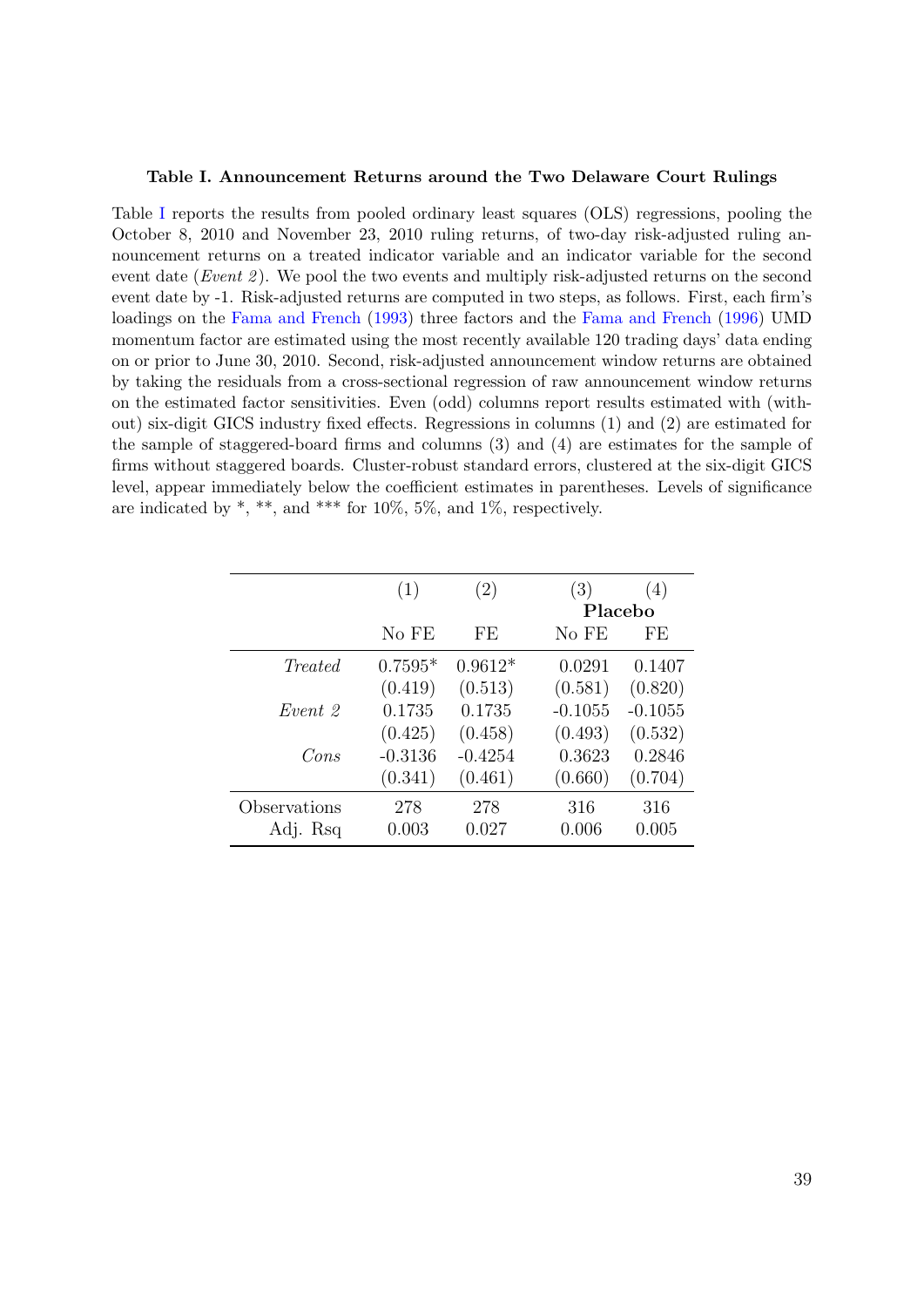**Table I. Announcement Returns around the Two Delaware Court Rulings**

Table I reports the results from pooled ordinary least squares (OLS) regressions, pooling the October 8, 2010 and November 23, 2010 ruling returns, of two-day risk-adjusted ruling announcement returns on a treated indicator variable and an indicator variable for the second event date (*Event 2*). We pool the two events and multiply risk-adjusted returns on the second event date by -1. Risk-adjusted returns are computed in two steps, as follows. First, each firm's loadings on the Fama and French (1993) three factors and the Fama and French (1996) UMD momentum factor are estimated using the most recently available 120 trading days' data ending on or prior to June 30, 2010. Second, risk-adjusted announcement window returns are obtained by taking the residuals from a cross-sectional regression of raw announcement window returns on the estimated factor sensitivities. Even (odd) columns report results estimated with (without) six-digit GICS industry fixed effects. Regressions in columns (1) and (2) are estimated for the sample of staggered-board firms and columns (3) and (4) are estimates for the sample of firms without staggered boards. Cluster-robust standard errors, clustered at the six-digit GICS level, appear immediately below the coefficient estimates in parentheses. Levels of significance are indicated by *, **, and *** for 10%, 5%, and 1%, respectively.

| | (1) | (2) | (3) | (4) |
|---|---|---|---|---|
| | | | **Placebo** | |
| | No FE | FE | No FE | FE |
| *Treated* | 0.7595* | 0.9612* | 0.0291 | 0.1407 |
| | (0.419) | (0.513) | (0.581) | (0.820) |
| *Event 2* | 0.1735 | 0.1735 | -0.1055 | -0.1055 |
| | (0.425) | (0.458) | (0.493) | (0.532) |
| *Cons* | -0.3136 | -0.4254 | 0.3623 | 0.2846 |
| | (0.341) | (0.461) | (0.660) | (0.704) |
| Observations | 278 | 278 | 316 | 316 |
| Adj. Rsq | 0.003 | 0.027 | 0.006 | 0.005 |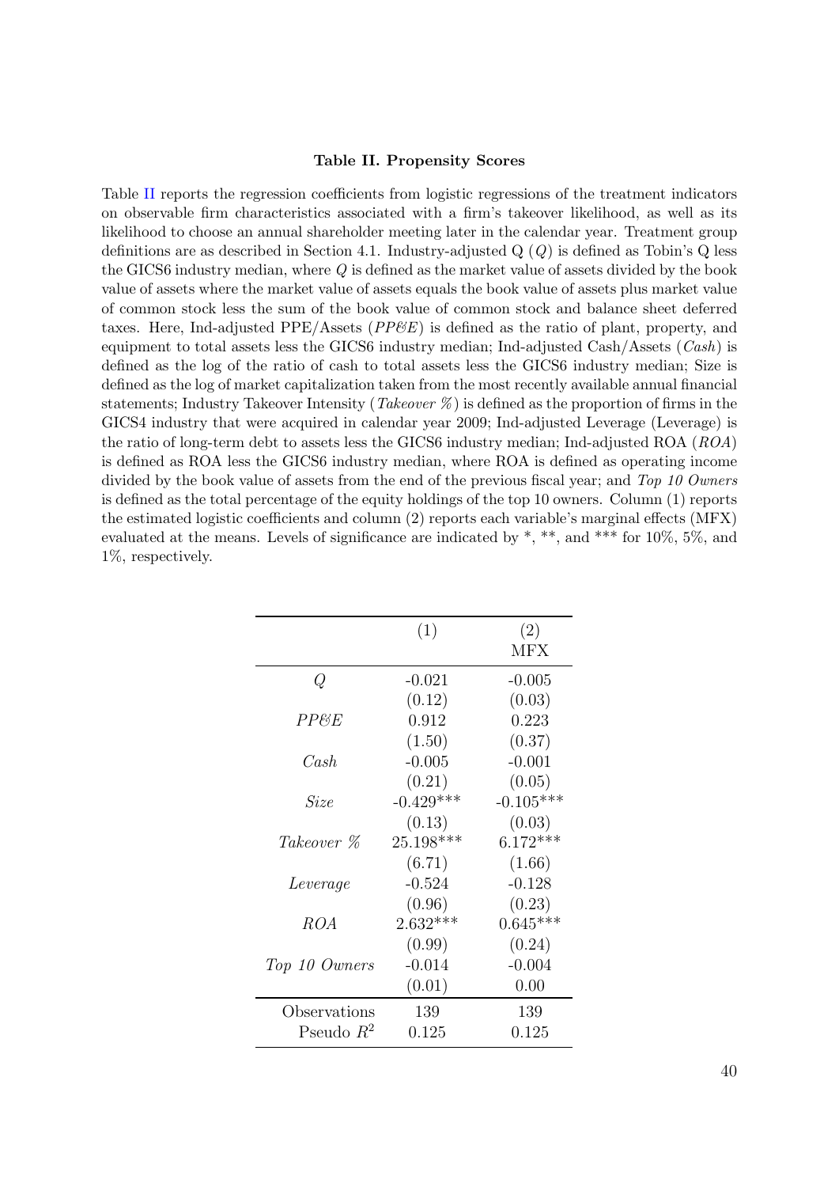### Table II. Propensity Scores

Table II reports the regression coefficients from logistic regressions of the treatment indicators on observable firm characteristics associated with a firm's takeover likelihood, as well as its likelihood to choose an annual shareholder meeting later in the calendar year. Treatment group definitions are as described in Section 4.1. Industry-adjusted Q ($Q$) is defined as Tobin's Q less the GICS6 industry median, where $Q$ is defined as the market value of assets divided by the book value of assets where the market value of assets equals the book value of assets plus market value of common stock less the sum of the book value of common stock and balance sheet deferred taxes. Here, Ind-adjusted PPE/Assets (*PP&E*) is defined as the ratio of plant, property, and equipment to total assets less the GICS6 industry median; Ind-adjusted Cash/Assets (*Cash*) is defined as the log of the ratio of cash to total assets less the GICS6 industry median; Size is defined as the log of market capitalization taken from the most recently available annual financial statements; Industry Takeover Intensity (*Takeover %*) is defined as the proportion of firms in the GICS4 industry that were acquired in calendar year 2009; Ind-adjusted Leverage (Leverage) is the ratio of long-term debt to assets less the GICS6 industry median; Ind-adjusted ROA (*ROA*) is defined as ROA less the GICS6 industry median, where ROA is defined as operating income divided by the book value of assets from the end of the previous fiscal year; and *Top 10 Owners* is defined as the total percentage of the equity holdings of the top 10 owners. Column (1) reports the estimated logistic coefficients and column (2) reports each variable's marginal effects (MFX) evaluated at the means. Levels of significance are indicated by *, **, and *** for 10%, 5%, and 1%, respectively.

| | (1) | (2) MFX |
|---|---|---|
| $Q$ | -0.021 | -0.005 |
| | (0.12) | (0.03) |
| *PP&E* | 0.912 | 0.223 |
| | (1.50) | (0.37) |
| *Cash* | -0.005 | -0.001 |
| | (0.21) | (0.05) |
| *Size* | -0.429*** | -0.105*** |
| | (0.13) | (0.03) |
| *Takeover %* | 25.198*** | 6.172*** |
| | (6.71) | (1.66) |
| *Leverage* | -0.524 | -0.128 |
| | (0.96) | (0.23) |
| *ROA* | 2.632*** | 0.645*** |
| | (0.99) | (0.24) |
| *Top 10 Owners* | -0.014 | -0.004 |
| | (0.01) | 0.00 |
| Observations | 139 | 139 |
| Pseudo $R^2$ | 0.125 | 0.125 |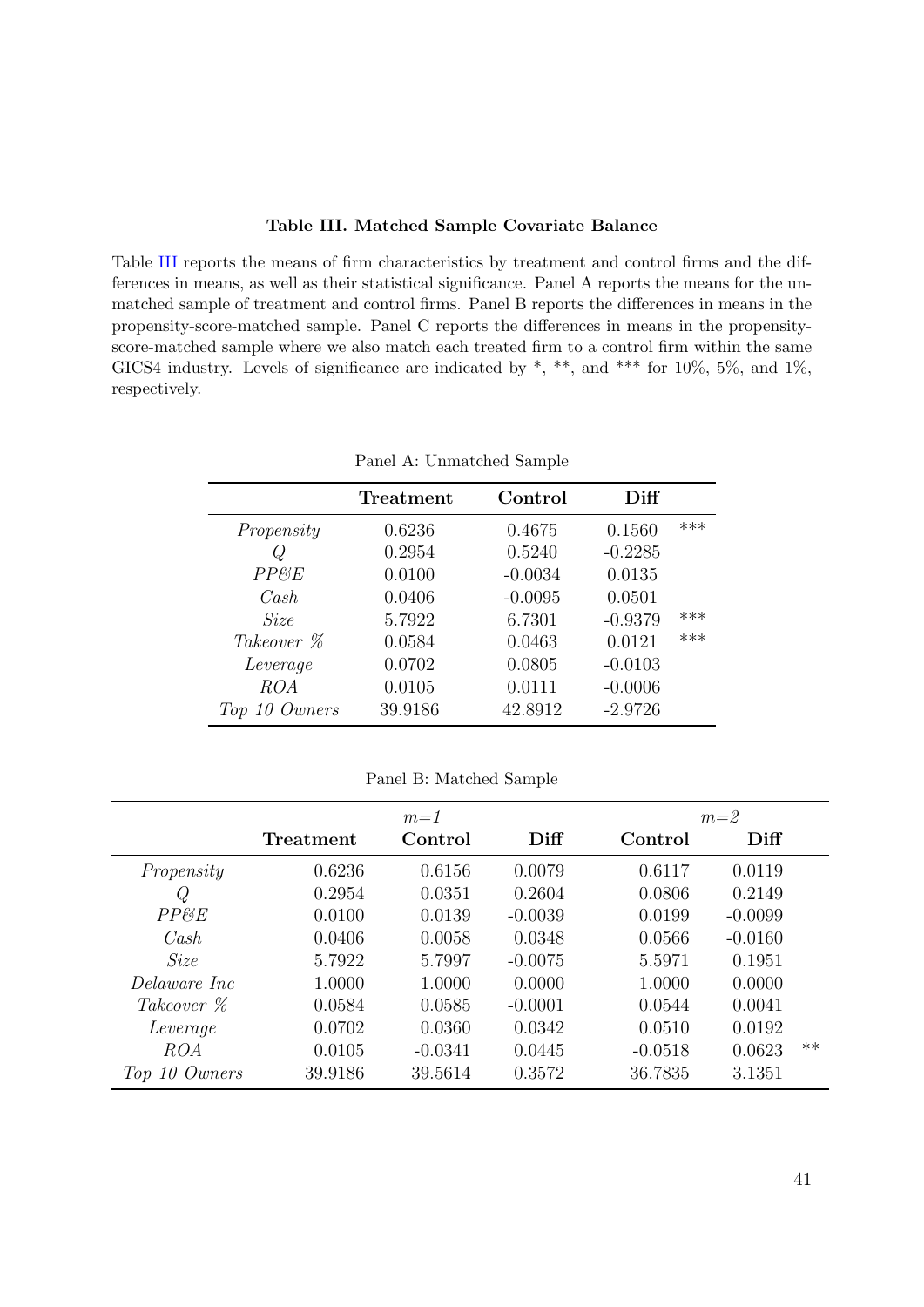**Table III. Matched Sample Covariate Balance**

Table III reports the means of firm characteristics by treatment and control firms and the differences in means, as well as their statistical significance. Panel A reports the means for the unmatched sample of treatment and control firms. Panel B reports the differences in means in the propensity-score-matched sample. Panel C reports the differences in means in the propensity-score-matched sample where we also match each treated firm to a control firm within the same GICS4 industry. Levels of significance are indicated by *, **, and *** for 10%, 5%, and 1%, respectively.

Panel A: Unmatched Sample

| | **Treatment** | **Control** | **Diff** | |
|---|---|---|---|---|
| *Propensity* | 0.6236 | 0.4675 | 0.1560 | *** |
| *Q* | 0.2954 | 0.5240 | -0.2285 | |
| *PP&E* | 0.0100 | -0.0034 | 0.0135 | |
| *Cash* | 0.0406 | -0.0095 | 0.0501 | |
| *Size* | 5.7922 | 6.7301 | -0.9379 | *** |
| *Takeover %* | 0.0584 | 0.0463 | 0.0121 | *** |
| *Leverage* | 0.0702 | 0.0805 | -0.0103 | |
| *ROA* | 0.0105 | 0.0111 | -0.0006 | |
| *Top 10 Owners* | 39.9186 | 42.8912 | -2.9726 | |

Panel B: Matched Sample

| | | *m=1* | | *m=2* | | |
|---|---|---|---|---|---|---|
| | **Treatment** | **Control** | **Diff** | **Control** | **Diff** | |
| *Propensity* | 0.6236 | 0.6156 | 0.0079 | 0.6117 | 0.0119 | |
| *Q* | 0.2954 | 0.0351 | 0.2604 | 0.0806 | 0.2149 | |
| *PP&E* | 0.0100 | 0.0139 | -0.0039 | 0.0199 | -0.0099 | |
| *Cash* | 0.0406 | 0.0058 | 0.0348 | 0.0566 | -0.0160 | |
| *Size* | 5.7922 | 5.7997 | -0.0075 | 5.5971 | 0.1951 | |
| *Delaware Inc* | 1.0000 | 1.0000 | 0.0000 | 1.0000 | 0.0000 | |
| *Takeover %* | 0.0584 | 0.0585 | -0.0001 | 0.0544 | 0.0041 | |
| *Leverage* | 0.0702 | 0.0360 | 0.0342 | 0.0510 | 0.0192 | |
| *ROA* | 0.0105 | -0.0341 | 0.0445 | -0.0518 | 0.0623 | ** |
| *Top 10 Owners* | 39.9186 | 39.5614 | 0.3572 | 36.7835 | 3.1351 | |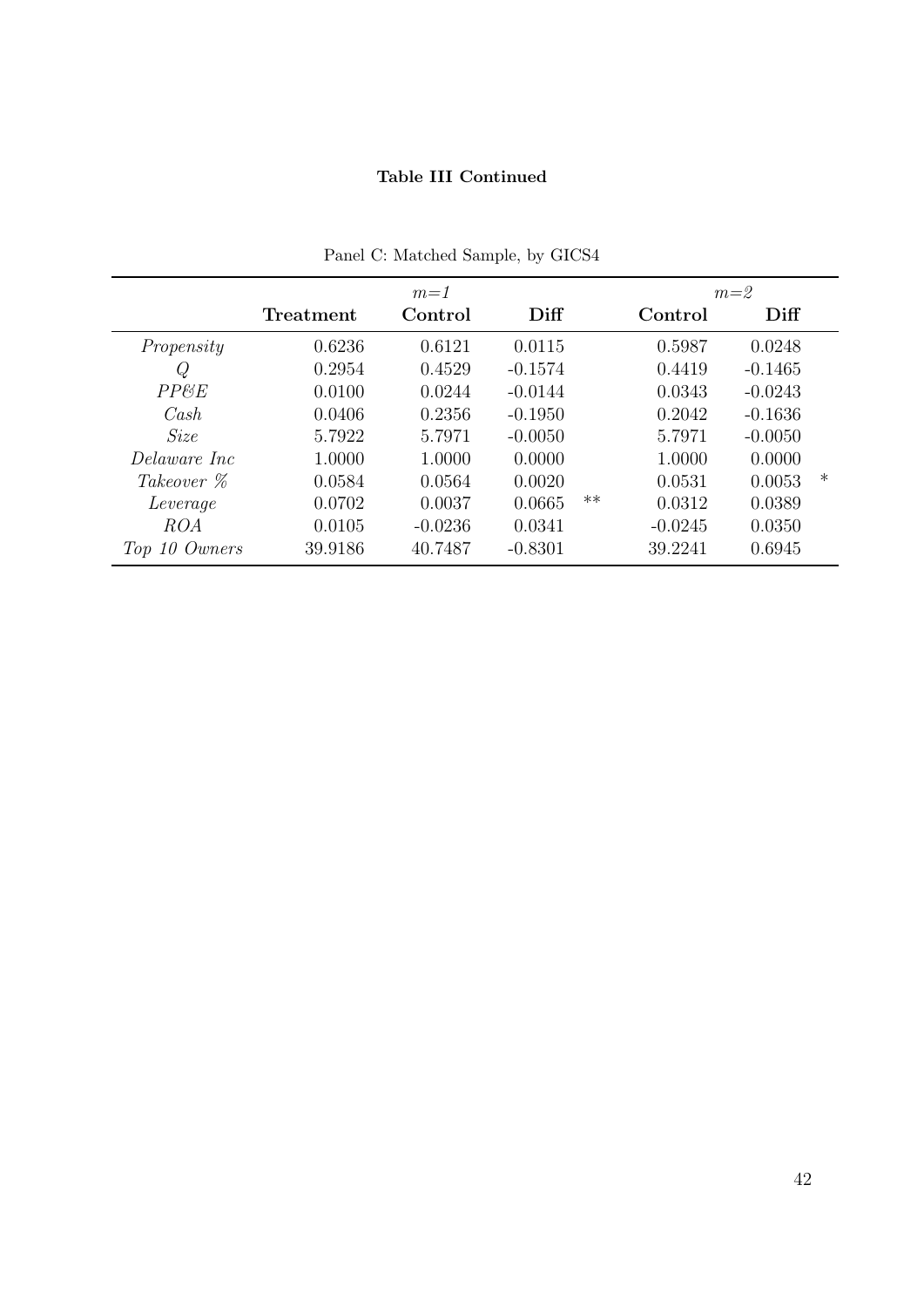**Table III Continued**

Panel C: Matched Sample, by GICS4

| | | $m$=1 | | | $m$=2 | | |
|---|---|---|---|---|---|---|---|
| | **Treatment** | **Control** | **Diff** | | **Control** | **Diff** | |
| *Propensity* | 0.6236 | 0.6121 | 0.0115 | | 0.5987 | 0.0248 | |
| *Q* | 0.2954 | 0.4529 | -0.1574 | | 0.4419 | -0.1465 | |
| *PP&E* | 0.0100 | 0.0244 | -0.0144 | | 0.0343 | -0.0243 | |
| *Cash* | 0.0406 | 0.2356 | -0.1950 | | 0.2042 | -0.1636 | |
| *Size* | 5.7922 | 5.7971 | -0.0050 | | 5.7971 | -0.0050 | |
| *Delaware Inc* | 1.0000 | 1.0000 | 0.0000 | | 1.0000 | 0.0000 | |
| *Takeover %* | 0.0584 | 0.0564 | 0.0020 | | 0.0531 | 0.0053 | * |
| *Leverage* | 0.0702 | 0.0037 | 0.0665 | ** | 0.0312 | 0.0389 | |
| *ROA* | 0.0105 | -0.0236 | 0.0341 | | -0.0245 | 0.0350 | |
| *Top 10 Owners* | 39.9186 | 40.7487 | -0.8301 | | 39.2241 | 0.6945 | |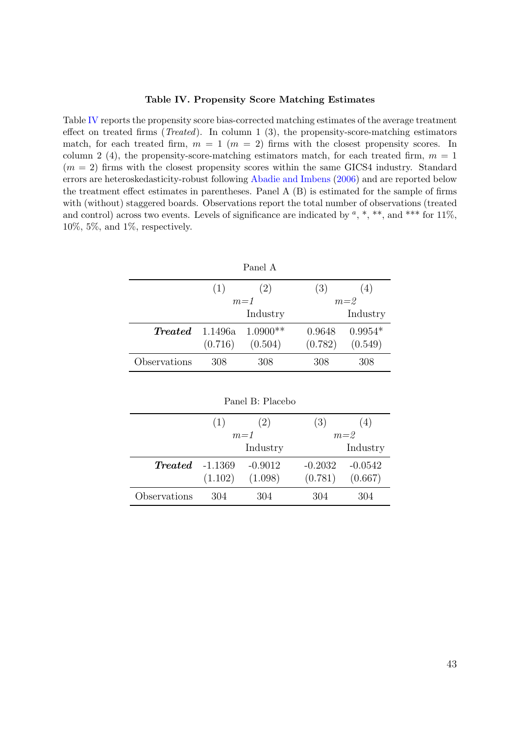**Table IV. Propensity Score Matching Estimates**

Table IV reports the propensity score bias-corrected matching estimates of the average treatment effect on treated firms (*Treated*). In column 1 (3), the propensity-score-matching estimators match, for each treated firm, $m = 1$ ($m = 2$) firms with the closest propensity scores. In column 2 (4), the propensity-score-matching estimators match, for each treated firm, $m = 1$ ($m = 2$) firms with the closest propensity scores within the same GICS4 industry. Standard errors are heteroskedasticity-robust following Abadie and Imbens (2006) and are reported below the treatment effect estimates in parentheses. Panel A (B) is estimated for the sample of firms with (without) staggered boards. Observations report the total number of observations (treated and control) across two events. Levels of significance are indicated by [a], *, **, and *** for 11%, 10%, 5%, and 1%, respectively.

Panel A

| | (1) | (2) | (3) | (4) |
|---|---|---|---|---|
| | *m=1* | | *m=2* | |
| | | Industry | | Industry |
| ***Treated*** | 1.1496a | 1.0900** | 0.9648 | 0.9954* |
| | (0.716) | (0.504) | (0.782) | (0.549) |
| Observations | 308 | 308 | 308 | 308 |

Panel B: Placebo

| | (1) | (2) | (3) | (4) |
|---|---|---|---|---|
| | *m=1* | | *m=2* | |
| | | Industry | | Industry |
| ***Treated*** | -1.1369 | -0.9012 | -0.2032 | -0.0542 |
| | (1.102) | (1.098) | (0.781) | (0.667) |
| Observations | 304 | 304 | 304 | 304 |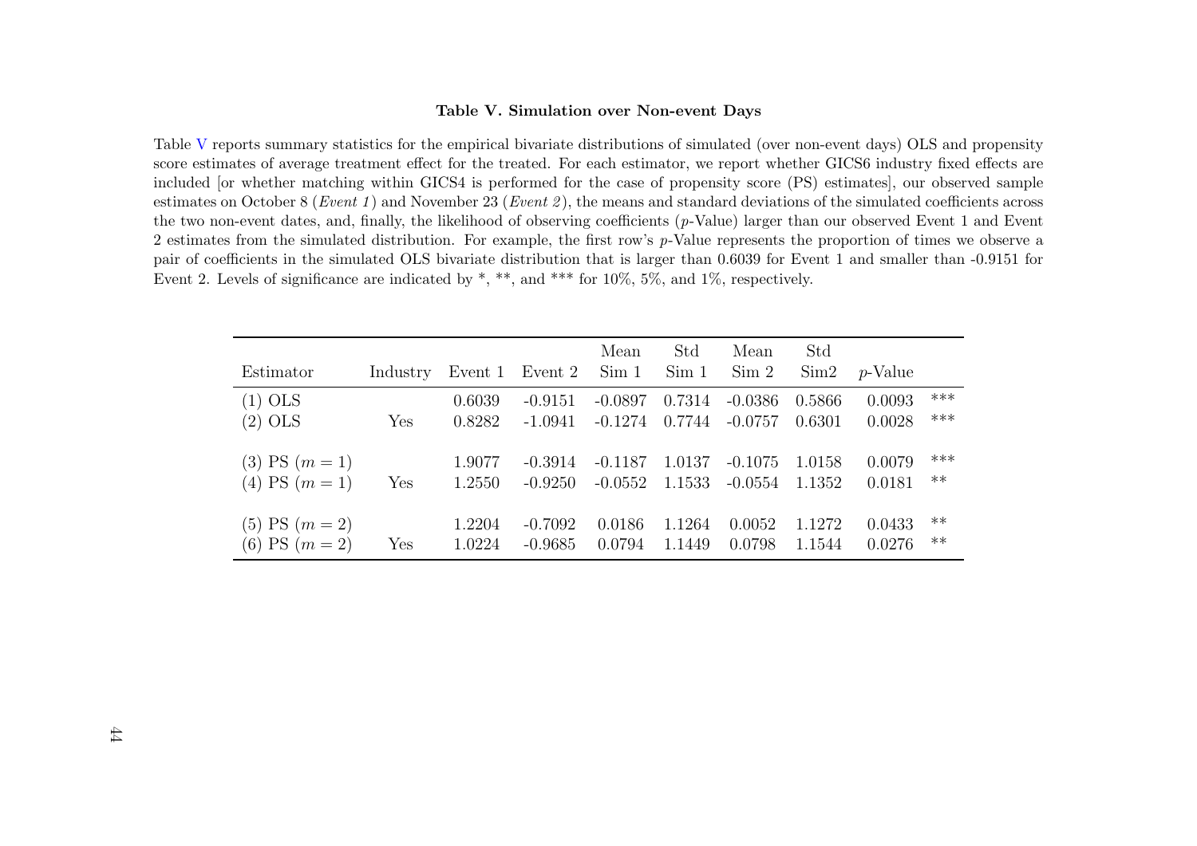### Table V. Simulation over Non-event Days

Table V reports summary statistics for the empirical bivariate distributions of simulated (over non-event days) OLS and propensity score estimates of average treatment effect for the treated. For each estimator, we report whether GICS6 industry fixed effects are included [or whether matching within GICS4 is performed for the case of propensity score (PS) estimates], our observed sample estimates on October 8 (*Event 1*) and November 23 (*Event 2*), the means and standard deviations of the simulated coefficients across the two non-event dates, and, finally, the likelihood of observing coefficients ($p$-Value) larger than our observed Event 1 and Event 2 estimates from the simulated distribution. For example, the first row's $p$-Value represents the proportion of times we observe a pair of coefficients in the simulated OLS bivariate distribution that is larger than 0.6039 for Event 1 and smaller than -0.9151 for Event 2. Levels of significance are indicated by *, **, and *** for 10%, 5%, and 1%, respectively.

| Estimator | Industry | Event 1 | Event 2 | Mean Sim 1 | Std Sim 1 | Mean Sim 2 | Std Sim2 | $p$-Value | |
|---|---|---|---|---|---|---|---|---|---|
| (1) OLS | | 0.6039 | -0.9151 | -0.0897 | 0.7314 | -0.0386 | 0.5866 | 0.0093 | *** |
| (2) OLS | Yes | 0.8282 | -1.0941 | -0.1274 | 0.7744 | -0.0757 | 0.6301 | 0.0028 | *** |
| (3) PS ($m = 1$) | | 1.9077 | -0.3914 | -0.1187 | 1.0137 | -0.1075 | 1.0158 | 0.0079 | *** |
| (4) PS ($m = 1$) | Yes | 1.2550 | -0.9250 | -0.0552 | 1.1533 | -0.0554 | 1.1352 | 0.0181 | ** |
| (5) PS ($m = 2$) | | 1.2204 | -0.7092 | 0.0186 | 1.1264 | 0.0052 | 1.1272 | 0.0433 | ** |
| (6) PS ($m = 2$) | Yes | 1.0224 | -0.9685 | 0.0794 | 1.1449 | 0.0798 | 1.1544 | 0.0276 | ** |